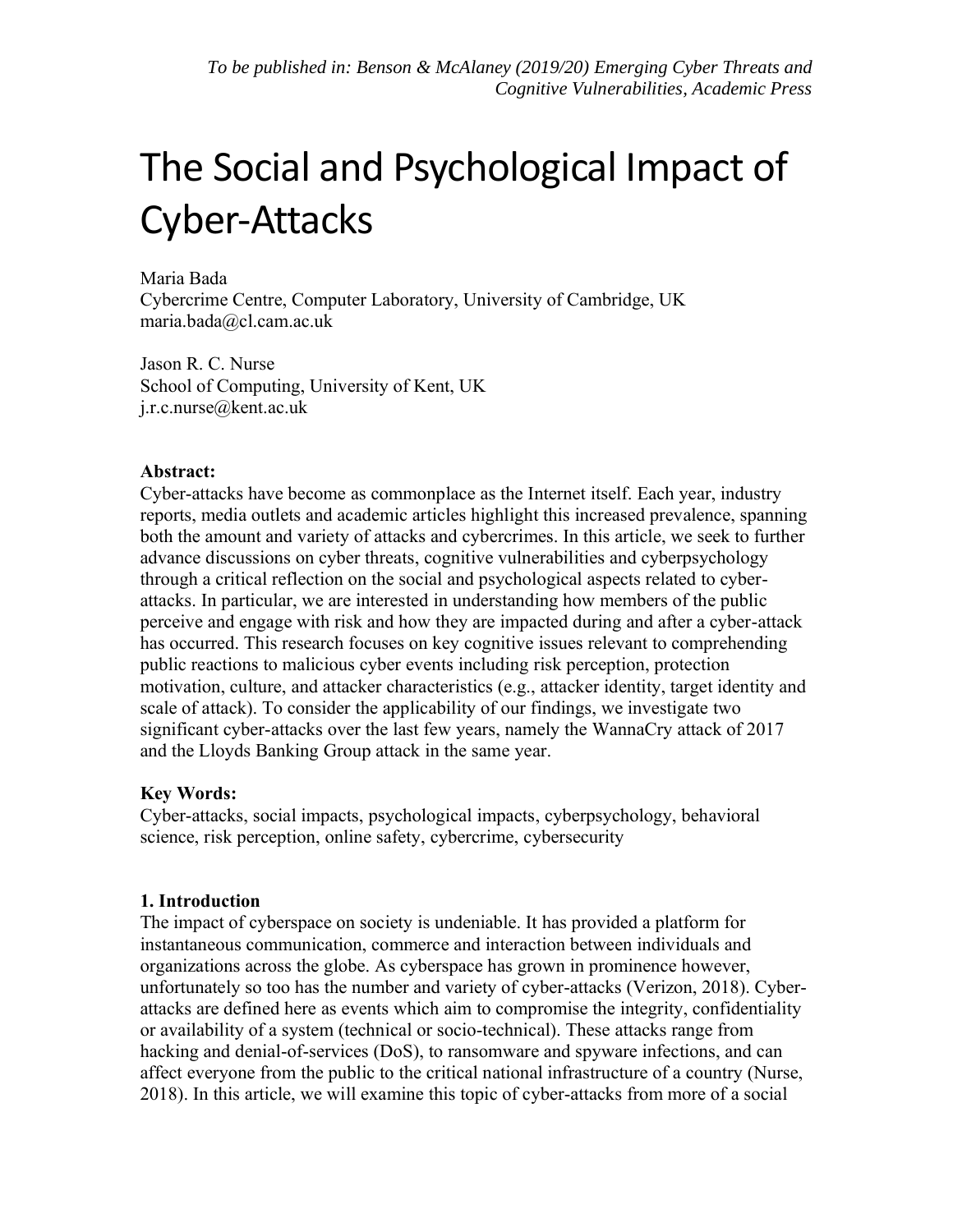*To be published in: Benson & McAlaney (2019/20) Emerging Cyber Threats and Cognitive Vulnerabilities, Academic Press*

# The Social and Psychological Impact of Cyber-Attacks

Maria Bada
Cybercrime Centre, Computer Laboratory, University of Cambridge, UK
maria.bada@cl.cam.ac.uk

Jason R. C. Nurse
School of Computing, University of Kent, UK
j.r.c.nurse@kent.ac.uk

**Abstract:**
Cyber-attacks have become as commonplace as the Internet itself. Each year, industry reports, media outlets and academic articles highlight this increased prevalence, spanning both the amount and variety of attacks and cybercrimes. In this article, we seek to further advance discussions on cyber threats, cognitive vulnerabilities and cyberpsychology through a critical reflection on the social and psychological aspects related to cyber-attacks. In particular, we are interested in understanding how members of the public perceive and engage with risk and how they are impacted during and after a cyber-attack has occurred. This research focuses on key cognitive issues relevant to comprehending public reactions to malicious cyber events including risk perception, protection motivation, culture, and attacker characteristics (e.g., attacker identity, target identity and scale of attack). To consider the applicability of our findings, we investigate two significant cyber-attacks over the last few years, namely the WannaCry attack of 2017 and the Lloyds Banking Group attack in the same year.

**Key Words:**
Cyber-attacks, social impacts, psychological impacts, cyberpsychology, behavioral science, risk perception, online safety, cybercrime, cybersecurity

## 1. Introduction

The impact of cyberspace on society is undeniable. It has provided a platform for instantaneous communication, commerce and interaction between individuals and organizations across the globe. As cyberspace has grown in prominence however, unfortunately so too has the number and variety of cyber-attacks (Verizon, 2018). Cyber-attacks are defined here as events which aim to compromise the integrity, confidentiality or availability of a system (technical or socio-technical). These attacks range from hacking and denial-of-services (DoS), to ransomware and spyware infections, and can affect everyone from the public to the critical national infrastructure of a country (Nurse, 2018). In this article, we will examine this topic of cyber-attacks from more of a social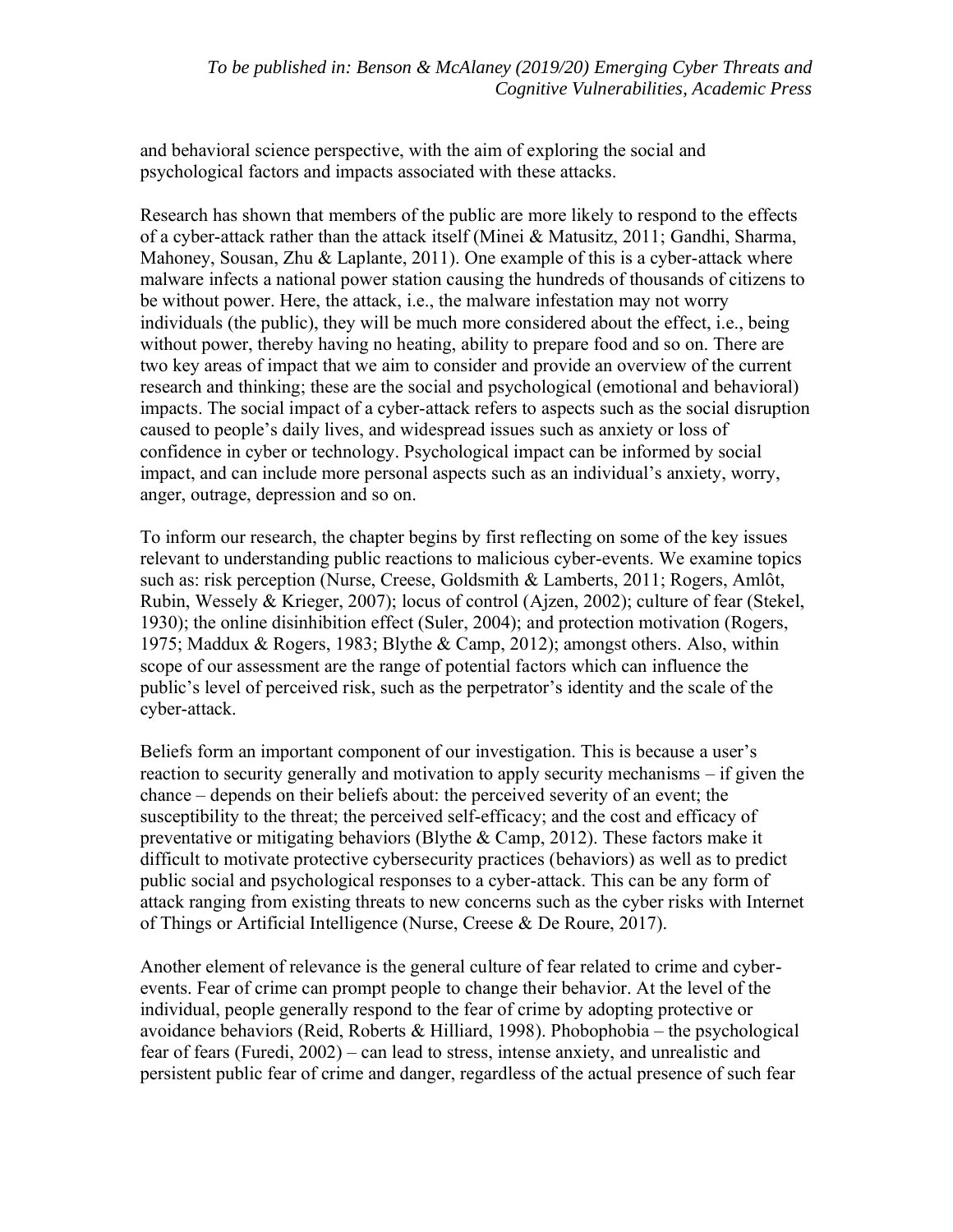and behavioral science perspective, with the aim of exploring the social and psychological factors and impacts associated with these attacks.

Research has shown that members of the public are more likely to respond to the effects of a cyber-attack rather than the attack itself (Minei & Matusitz, 2011; Gandhi, Sharma, Mahoney, Sousan, Zhu & Laplante, 2011). One example of this is a cyber-attack where malware infects a national power station causing the hundreds of thousands of citizens to be without power. Here, the attack, i.e., the malware infestation may not worry individuals (the public), they will be much more considered about the effect, i.e., being without power, thereby having no heating, ability to prepare food and so on. There are two key areas of impact that we aim to consider and provide an overview of the current research and thinking; these are the social and psychological (emotional and behavioral) impacts. The social impact of a cyber-attack refers to aspects such as the social disruption caused to people's daily lives, and widespread issues such as anxiety or loss of confidence in cyber or technology. Psychological impact can be informed by social impact, and can include more personal aspects such as an individual's anxiety, worry, anger, outrage, depression and so on.

To inform our research, the chapter begins by first reflecting on some of the key issues relevant to understanding public reactions to malicious cyber-events. We examine topics such as: risk perception (Nurse, Creese, Goldsmith & Lamberts, 2011; Rogers, Amlôt, Rubin, Wessely & Krieger, 2007); locus of control (Ajzen, 2002); culture of fear (Stekel, 1930); the online disinhibition effect (Suler, 2004); and protection motivation (Rogers, 1975; Maddux & Rogers, 1983; Blythe & Camp, 2012); amongst others. Also, within scope of our assessment are the range of potential factors which can influence the public's level of perceived risk, such as the perpetrator's identity and the scale of the cyber-attack.

Beliefs form an important component of our investigation. This is because a user's reaction to security generally and motivation to apply security mechanisms – if given the chance – depends on their beliefs about: the perceived severity of an event; the susceptibility to the threat; the perceived self-efficacy; and the cost and efficacy of preventative or mitigating behaviors (Blythe & Camp, 2012). These factors make it difficult to motivate protective cybersecurity practices (behaviors) as well as to predict public social and psychological responses to a cyber-attack. This can be any form of attack ranging from existing threats to new concerns such as the cyber risks with Internet of Things or Artificial Intelligence (Nurse, Creese & De Roure, 2017).

Another element of relevance is the general culture of fear related to crime and cyber-events. Fear of crime can prompt people to change their behavior. At the level of the individual, people generally respond to the fear of crime by adopting protective or avoidance behaviors (Reid, Roberts & Hilliard, 1998). Phobophobia – the psychological fear of fears (Furedi, 2002) – can lead to stress, intense anxiety, and unrealistic and persistent public fear of crime and danger, regardless of the actual presence of such fear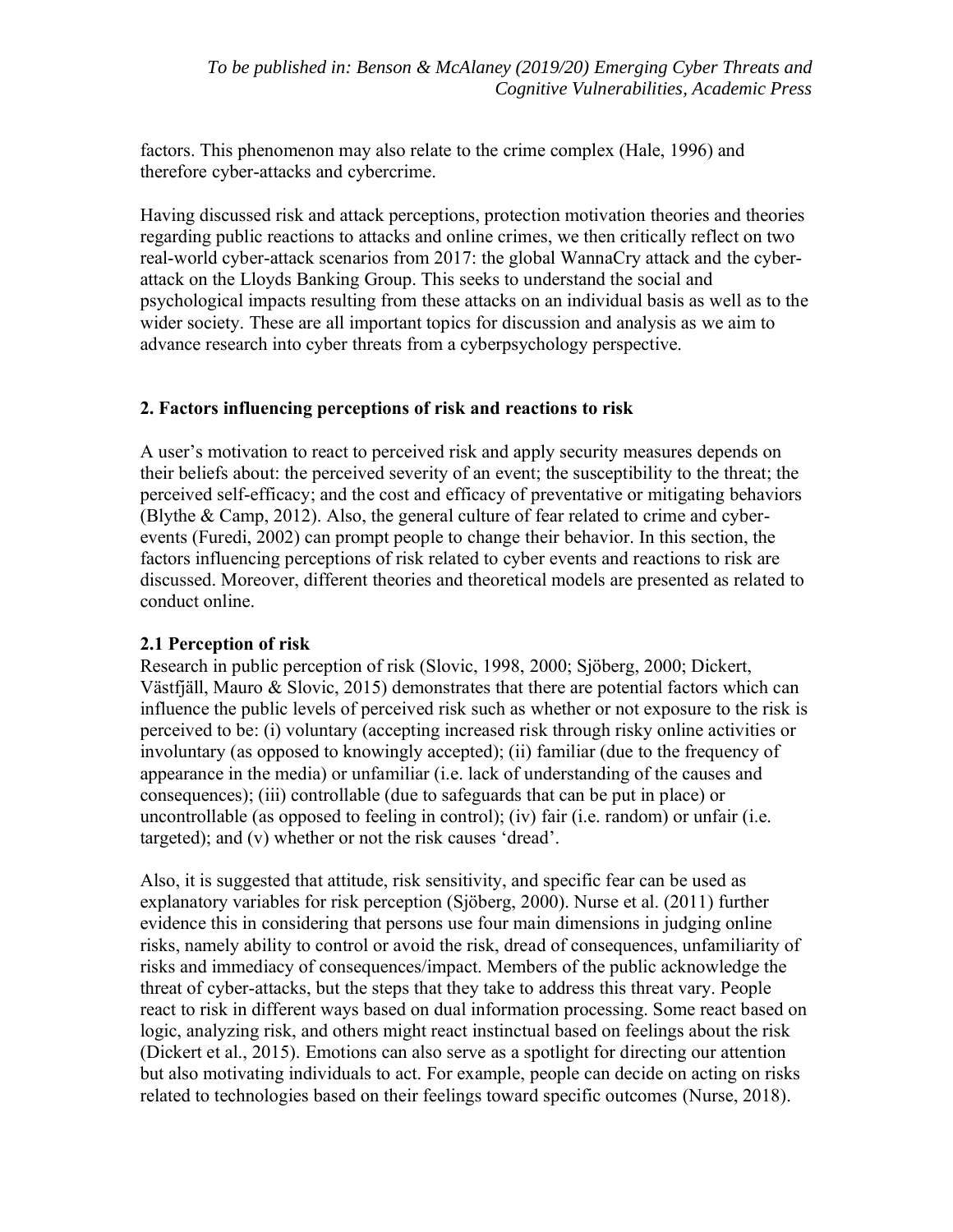factors. This phenomenon may also relate to the crime complex (Hale, 1996) and therefore cyber-attacks and cybercrime.

Having discussed risk and attack perceptions, protection motivation theories and theories regarding public reactions to attacks and online crimes, we then critically reflect on two real-world cyber-attack scenarios from 2017: the global WannaCry attack and the cyber-attack on the Lloyds Banking Group. This seeks to understand the social and psychological impacts resulting from these attacks on an individual basis as well as to the wider society. These are all important topics for discussion and analysis as we aim to advance research into cyber threats from a cyberpsychology perspective.

## 2. Factors influencing perceptions of risk and reactions to risk

A user's motivation to react to perceived risk and apply security measures depends on their beliefs about: the perceived severity of an event; the susceptibility to the threat; the perceived self-efficacy; and the cost and efficacy of preventative or mitigating behaviors (Blythe & Camp, 2012). Also, the general culture of fear related to crime and cyber-events (Furedi, 2002) can prompt people to change their behavior. In this section, the factors influencing perceptions of risk related to cyber events and reactions to risk are discussed. Moreover, different theories and theoretical models are presented as related to conduct online.

### 2.1 Perception of risk

Research in public perception of risk (Slovic, 1998, 2000; Sjöberg, 2000; Dickert, Västfjäll, Mauro & Slovic, 2015) demonstrates that there are potential factors which can influence the public levels of perceived risk such as whether or not exposure to the risk is perceived to be: (i) voluntary (accepting increased risk through risky online activities or involuntary (as opposed to knowingly accepted); (ii) familiar (due to the frequency of appearance in the media) or unfamiliar (i.e. lack of understanding of the causes and consequences); (iii) controllable (due to safeguards that can be put in place) or uncontrollable (as opposed to feeling in control); (iv) fair (i.e. random) or unfair (i.e. targeted); and (v) whether or not the risk causes 'dread'.

Also, it is suggested that attitude, risk sensitivity, and specific fear can be used as explanatory variables for risk perception (Sjöberg, 2000). Nurse et al. (2011) further evidence this in considering that persons use four main dimensions in judging online risks, namely ability to control or avoid the risk, dread of consequences, unfamiliarity of risks and immediacy of consequences/impact. Members of the public acknowledge the threat of cyber-attacks, but the steps that they take to address this threat vary. People react to risk in different ways based on dual information processing. Some react based on logic, analyzing risk, and others might react instinctual based on feelings about the risk (Dickert et al., 2015). Emotions can also serve as a spotlight for directing our attention but also motivating individuals to act. For example, people can decide on acting on risks related to technologies based on their feelings toward specific outcomes (Nurse, 2018).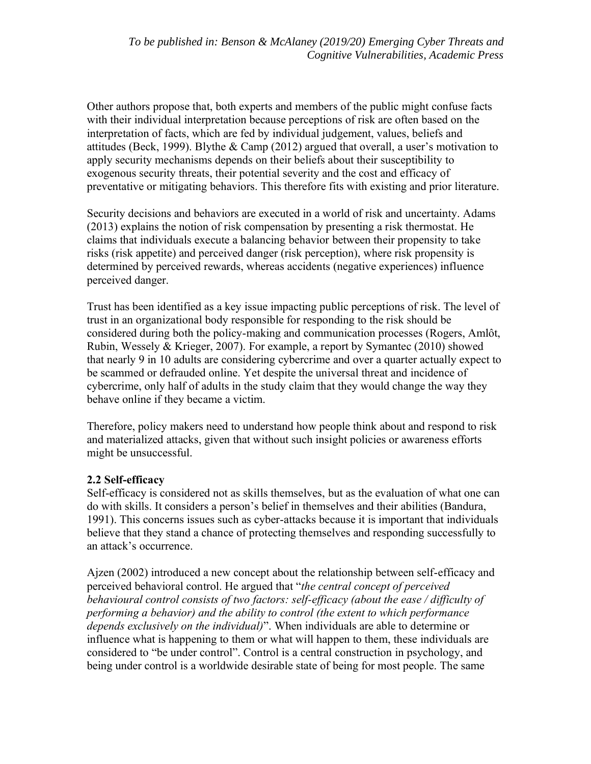Other authors propose that, both experts and members of the public might confuse facts with their individual interpretation because perceptions of risk are often based on the interpretation of facts, which are fed by individual judgement, values, beliefs and attitudes (Beck, 1999). Blythe & Camp (2012) argued that overall, a user's motivation to apply security mechanisms depends on their beliefs about their susceptibility to exogenous security threats, their potential severity and the cost and efficacy of preventative or mitigating behaviors. This therefore fits with existing and prior literature.

Security decisions and behaviors are executed in a world of risk and uncertainty. Adams (2013) explains the notion of risk compensation by presenting a risk thermostat. He claims that individuals execute a balancing behavior between their propensity to take risks (risk appetite) and perceived danger (risk perception), where risk propensity is determined by perceived rewards, whereas accidents (negative experiences) influence perceived danger.

Trust has been identified as a key issue impacting public perceptions of risk. The level of trust in an organizational body responsible for responding to the risk should be considered during both the policy-making and communication processes (Rogers, Amlôt, Rubin, Wessely & Krieger, 2007). For example, a report by Symantec (2010) showed that nearly 9 in 10 adults are considering cybercrime and over a quarter actually expect to be scammed or defrauded online. Yet despite the universal threat and incidence of cybercrime, only half of adults in the study claim that they would change the way they behave online if they became a victim.

Therefore, policy makers need to understand how people think about and respond to risk and materialized attacks, given that without such insight policies or awareness efforts might be unsuccessful.

**2.2 Self-efficacy**

Self-efficacy is considered not as skills themselves, but as the evaluation of what one can do with skills. It considers a person's belief in themselves and their abilities (Bandura, 1991). This concerns issues such as cyber-attacks because it is important that individuals believe that they stand a chance of protecting themselves and responding successfully to an attack's occurrence.

Ajzen (2002) introduced a new concept about the relationship between self-efficacy and perceived behavioral control. He argued that "*the central concept of perceived behavioural control consists of two factors: self-efficacy (about the ease / difficulty of performing a behavior) and the ability to control (the extent to which performance depends exclusively on the individual)*". When individuals are able to determine or influence what is happening to them or what will happen to them, these individuals are considered to "be under control". Control is a central construction in psychology, and being under control is a worldwide desirable state of being for most people. The same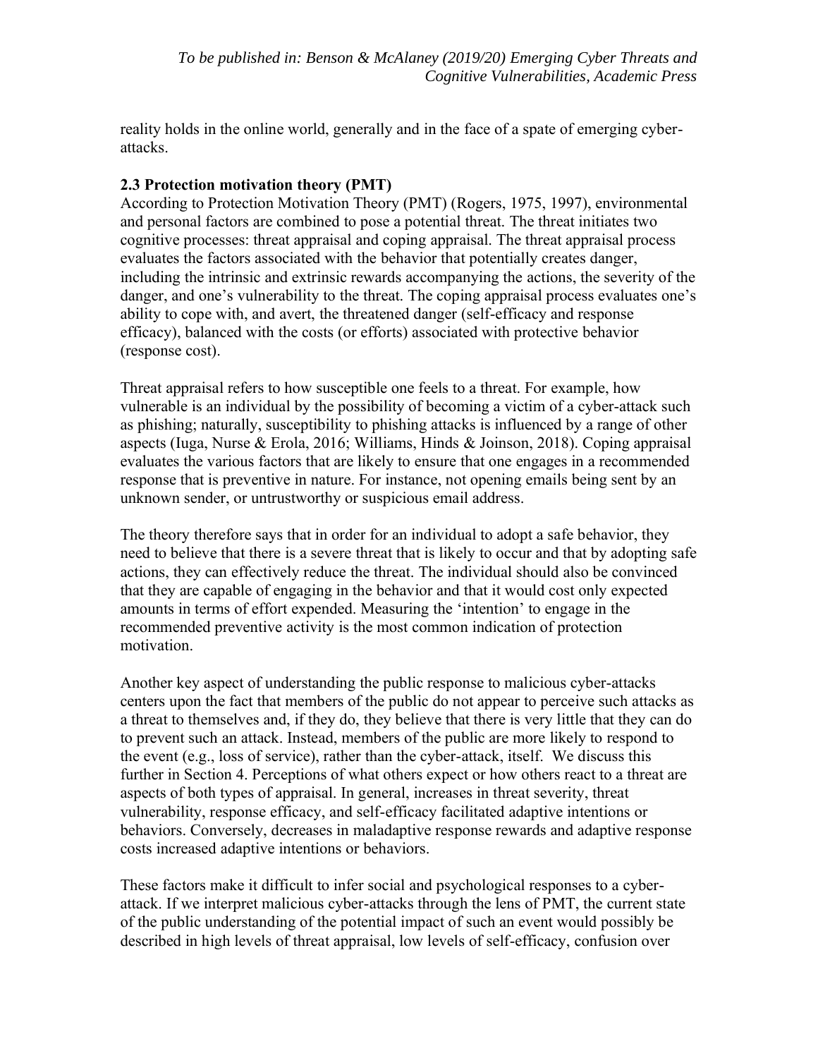reality holds in the online world, generally and in the face of a spate of emerging cyber-attacks.

### 2.3 Protection motivation theory (PMT)

According to Protection Motivation Theory (PMT) (Rogers, 1975, 1997), environmental and personal factors are combined to pose a potential threat. The threat initiates two cognitive processes: threat appraisal and coping appraisal. The threat appraisal process evaluates the factors associated with the behavior that potentially creates danger, including the intrinsic and extrinsic rewards accompanying the actions, the severity of the danger, and one's vulnerability to the threat. The coping appraisal process evaluates one's ability to cope with, and avert, the threatened danger (self-efficacy and response efficacy), balanced with the costs (or efforts) associated with protective behavior (response cost).

Threat appraisal refers to how susceptible one feels to a threat. For example, how vulnerable is an individual by the possibility of becoming a victim of a cyber-attack such as phishing; naturally, susceptibility to phishing attacks is influenced by a range of other aspects (Iuga, Nurse & Erola, 2016; Williams, Hinds & Joinson, 2018). Coping appraisal evaluates the various factors that are likely to ensure that one engages in a recommended response that is preventive in nature. For instance, not opening emails being sent by an unknown sender, or untrustworthy or suspicious email address.

The theory therefore says that in order for an individual to adopt a safe behavior, they need to believe that there is a severe threat that is likely to occur and that by adopting safe actions, they can effectively reduce the threat. The individual should also be convinced that they are capable of engaging in the behavior and that it would cost only expected amounts in terms of effort expended. Measuring the 'intention' to engage in the recommended preventive activity is the most common indication of protection motivation.

Another key aspect of understanding the public response to malicious cyber-attacks centers upon the fact that members of the public do not appear to perceive such attacks as a threat to themselves and, if they do, they believe that there is very little that they can do to prevent such an attack. Instead, members of the public are more likely to respond to the event (e.g., loss of service), rather than the cyber-attack, itself. We discuss this further in Section 4. Perceptions of what others expect or how others react to a threat are aspects of both types of appraisal. In general, increases in threat severity, threat vulnerability, response efficacy, and self-efficacy facilitated adaptive intentions or behaviors. Conversely, decreases in maladaptive response rewards and adaptive response costs increased adaptive intentions or behaviors.

These factors make it difficult to infer social and psychological responses to a cyber-attack. If we interpret malicious cyber-attacks through the lens of PMT, the current state of the public understanding of the potential impact of such an event would possibly be described in high levels of threat appraisal, low levels of self-efficacy, confusion over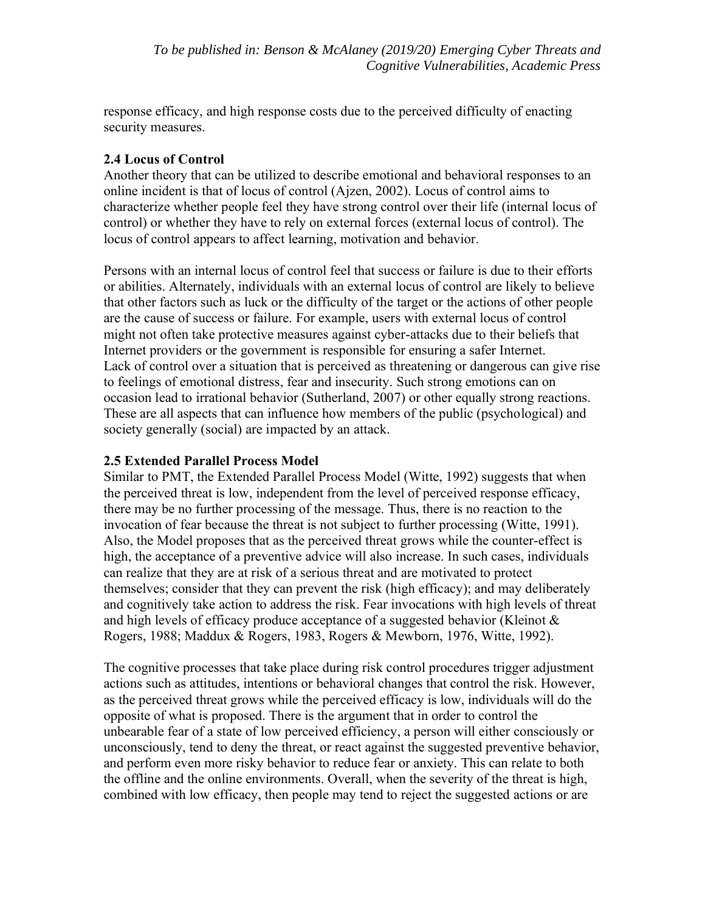response efficacy, and high response costs due to the perceived difficulty of enacting security measures.

### 2.4 Locus of Control

Another theory that can be utilized to describe emotional and behavioral responses to an online incident is that of locus of control (Ajzen, 2002). Locus of control aims to characterize whether people feel they have strong control over their life (internal locus of control) or whether they have to rely on external forces (external locus of control). The locus of control appears to affect learning, motivation and behavior.

Persons with an internal locus of control feel that success or failure is due to their efforts or abilities. Alternately, individuals with an external locus of control are likely to believe that other factors such as luck or the difficulty of the target or the actions of other people are the cause of success or failure. For example, users with external locus of control might not often take protective measures against cyber-attacks due to their beliefs that Internet providers or the government is responsible for ensuring a safer Internet. Lack of control over a situation that is perceived as threatening or dangerous can give rise to feelings of emotional distress, fear and insecurity. Such strong emotions can on occasion lead to irrational behavior (Sutherland, 2007) or other equally strong reactions. These are all aspects that can influence how members of the public (psychological) and society generally (social) are impacted by an attack.

### 2.5 Extended Parallel Process Model

Similar to PMT, the Extended Parallel Process Model (Witte, 1992) suggests that when the perceived threat is low, independent from the level of perceived response efficacy, there may be no further processing of the message. Thus, there is no reaction to the invocation of fear because the threat is not subject to further processing (Witte, 1991). Also, the Model proposes that as the perceived threat grows while the counter-effect is high, the acceptance of a preventive advice will also increase. In such cases, individuals can realize that they are at risk of a serious threat and are motivated to protect themselves; consider that they can prevent the risk (high efficacy); and may deliberately and cognitively take action to address the risk. Fear invocations with high levels of threat and high levels of efficacy produce acceptance of a suggested behavior (Kleinot & Rogers, 1988; Maddux & Rogers, 1983, Rogers & Mewborn, 1976, Witte, 1992).

The cognitive processes that take place during risk control procedures trigger adjustment actions such as attitudes, intentions or behavioral changes that control the risk. However, as the perceived threat grows while the perceived efficacy is low, individuals will do the opposite of what is proposed. There is the argument that in order to control the unbearable fear of a state of low perceived efficiency, a person will either consciously or unconsciously, tend to deny the threat, or react against the suggested preventive behavior, and perform even more risky behavior to reduce fear or anxiety. This can relate to both the offline and the online environments. Overall, when the severity of the threat is high, combined with low efficacy, then people may tend to reject the suggested actions or are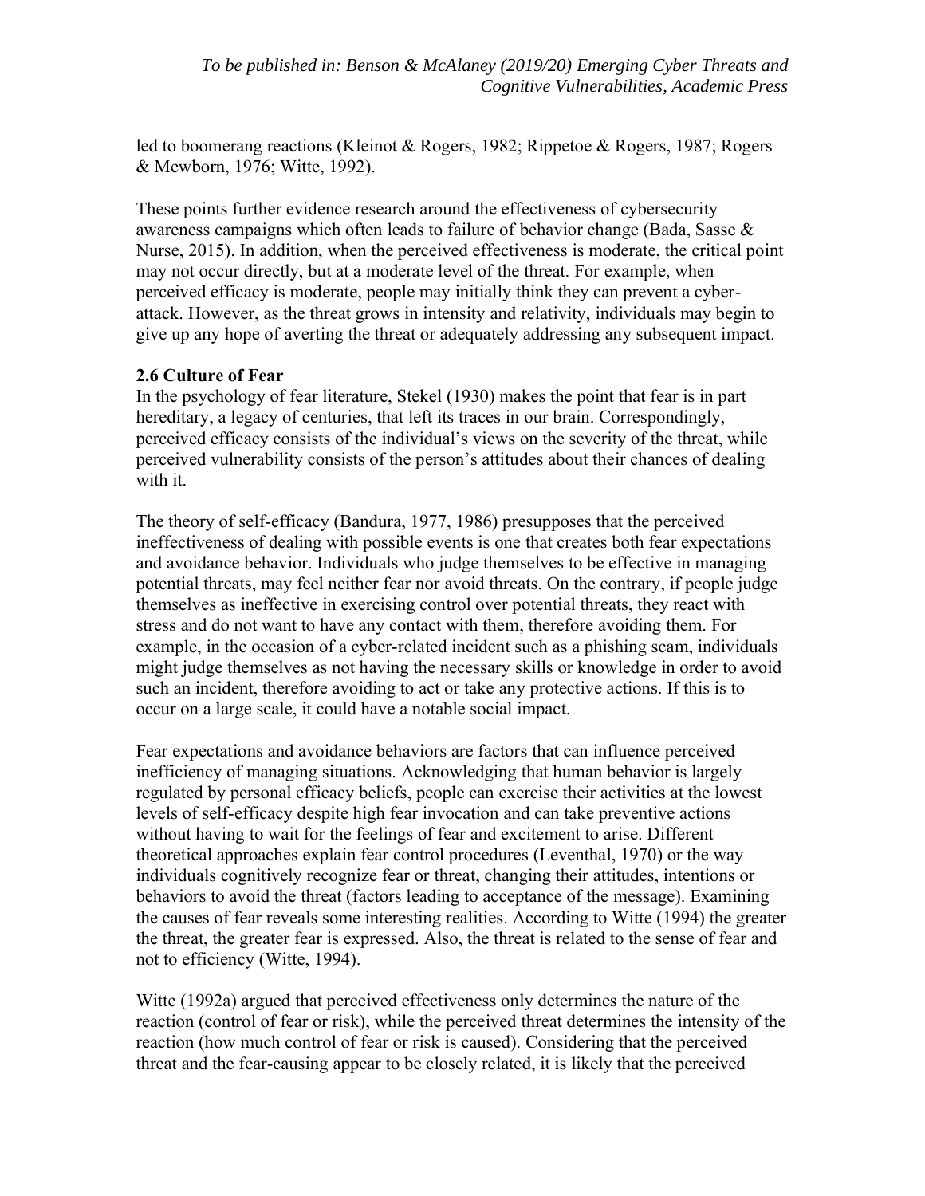led to boomerang reactions (Kleinot & Rogers, 1982; Rippetoe & Rogers, 1987; Rogers & Mewborn, 1976; Witte, 1992).

These points further evidence research around the effectiveness of cybersecurity awareness campaigns which often leads to failure of behavior change (Bada, Sasse & Nurse, 2015). In addition, when the perceived effectiveness is moderate, the critical point may not occur directly, but at a moderate level of the threat. For example, when perceived efficacy is moderate, people may initially think they can prevent a cyber-attack. However, as the threat grows in intensity and relativity, individuals may begin to give up any hope of averting the threat or adequately addressing any subsequent impact.

### 2.6 Culture of Fear

In the psychology of fear literature, Stekel (1930) makes the point that fear is in part hereditary, a legacy of centuries, that left its traces in our brain. Correspondingly, perceived efficacy consists of the individual's views on the severity of the threat, while perceived vulnerability consists of the person's attitudes about their chances of dealing with it.

The theory of self-efficacy (Bandura, 1977, 1986) presupposes that the perceived ineffectiveness of dealing with possible events is one that creates both fear expectations and avoidance behavior. Individuals who judge themselves to be effective in managing potential threats, may feel neither fear nor avoid threats. On the contrary, if people judge themselves as ineffective in exercising control over potential threats, they react with stress and do not want to have any contact with them, therefore avoiding them. For example, in the occasion of a cyber-related incident such as a phishing scam, individuals might judge themselves as not having the necessary skills or knowledge in order to avoid such an incident, therefore avoiding to act or take any protective actions. If this is to occur on a large scale, it could have a notable social impact.

Fear expectations and avoidance behaviors are factors that can influence perceived inefficiency of managing situations. Acknowledging that human behavior is largely regulated by personal efficacy beliefs, people can exercise their activities at the lowest levels of self-efficacy despite high fear invocation and can take preventive actions without having to wait for the feelings of fear and excitement to arise. Different theoretical approaches explain fear control procedures (Leventhal, 1970) or the way individuals cognitively recognize fear or threat, changing their attitudes, intentions or behaviors to avoid the threat (factors leading to acceptance of the message). Examining the causes of fear reveals some interesting realities. According to Witte (1994) the greater the threat, the greater fear is expressed. Also, the threat is related to the sense of fear and not to efficiency (Witte, 1994).

Witte (1992a) argued that perceived effectiveness only determines the nature of the reaction (control of fear or risk), while the perceived threat determines the intensity of the reaction (how much control of fear or risk is caused). Considering that the perceived threat and the fear-causing appear to be closely related, it is likely that the perceived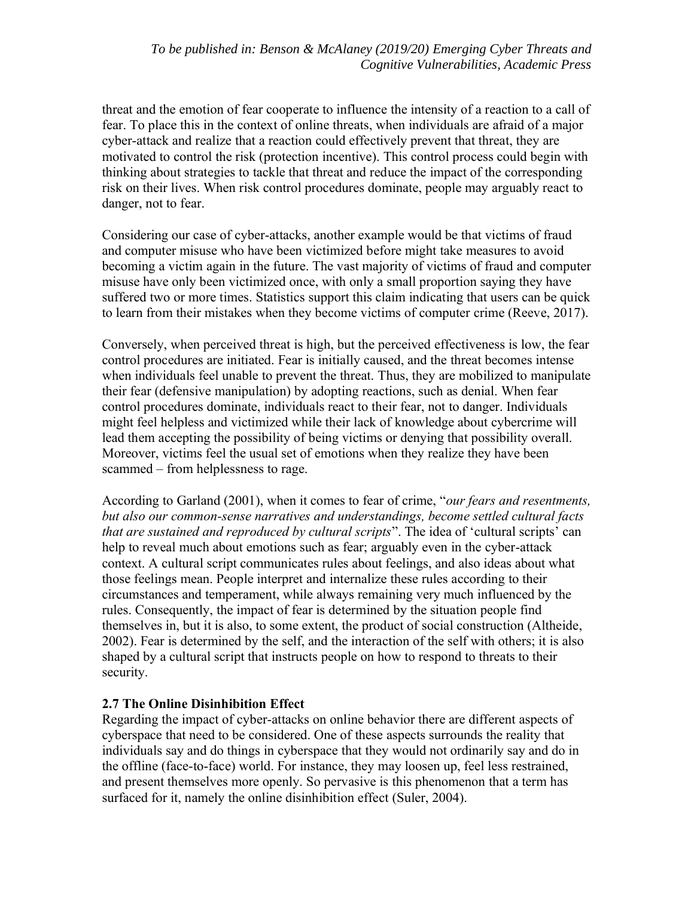threat and the emotion of fear cooperate to influence the intensity of a reaction to a call of fear. To place this in the context of online threats, when individuals are afraid of a major cyber-attack and realize that a reaction could effectively prevent that threat, they are motivated to control the risk (protection incentive). This control process could begin with thinking about strategies to tackle that threat and reduce the impact of the corresponding risk on their lives. When risk control procedures dominate, people may arguably react to danger, not to fear.

Considering our case of cyber-attacks, another example would be that victims of fraud and computer misuse who have been victimized before might take measures to avoid becoming a victim again in the future. The vast majority of victims of fraud and computer misuse have only been victimized once, with only a small proportion saying they have suffered two or more times. Statistics support this claim indicating that users can be quick to learn from their mistakes when they become victims of computer crime (Reeve, 2017).

Conversely, when perceived threat is high, but the perceived effectiveness is low, the fear control procedures are initiated. Fear is initially caused, and the threat becomes intense when individuals feel unable to prevent the threat. Thus, they are mobilized to manipulate their fear (defensive manipulation) by adopting reactions, such as denial. When fear control procedures dominate, individuals react to their fear, not to danger. Individuals might feel helpless and victimized while their lack of knowledge about cybercrime will lead them accepting the possibility of being victims or denying that possibility overall. Moreover, victims feel the usual set of emotions when they realize they have been scammed – from helplessness to rage.

According to Garland (2001), when it comes to fear of crime, "*our fears and resentments, but also our common-sense narratives and understandings, become settled cultural facts that are sustained and reproduced by cultural scripts*". The idea of 'cultural scripts' can help to reveal much about emotions such as fear; arguably even in the cyber-attack context. A cultural script communicates rules about feelings, and also ideas about what those feelings mean. People interpret and internalize these rules according to their circumstances and temperament, while always remaining very much influenced by the rules. Consequently, the impact of fear is determined by the situation people find themselves in, but it is also, to some extent, the product of social construction (Altheide, 2002). Fear is determined by the self, and the interaction of the self with others; it is also shaped by a cultural script that instructs people on how to respond to threats to their security.

### 2.7 The Online Disinhibition Effect

Regarding the impact of cyber-attacks on online behavior there are different aspects of cyberspace that need to be considered. One of these aspects surrounds the reality that individuals say and do things in cyberspace that they would not ordinarily say and do in the offline (face-to-face) world. For instance, they may loosen up, feel less restrained, and present themselves more openly. So pervasive is this phenomenon that a term has surfaced for it, namely the online disinhibition effect (Suler, 2004).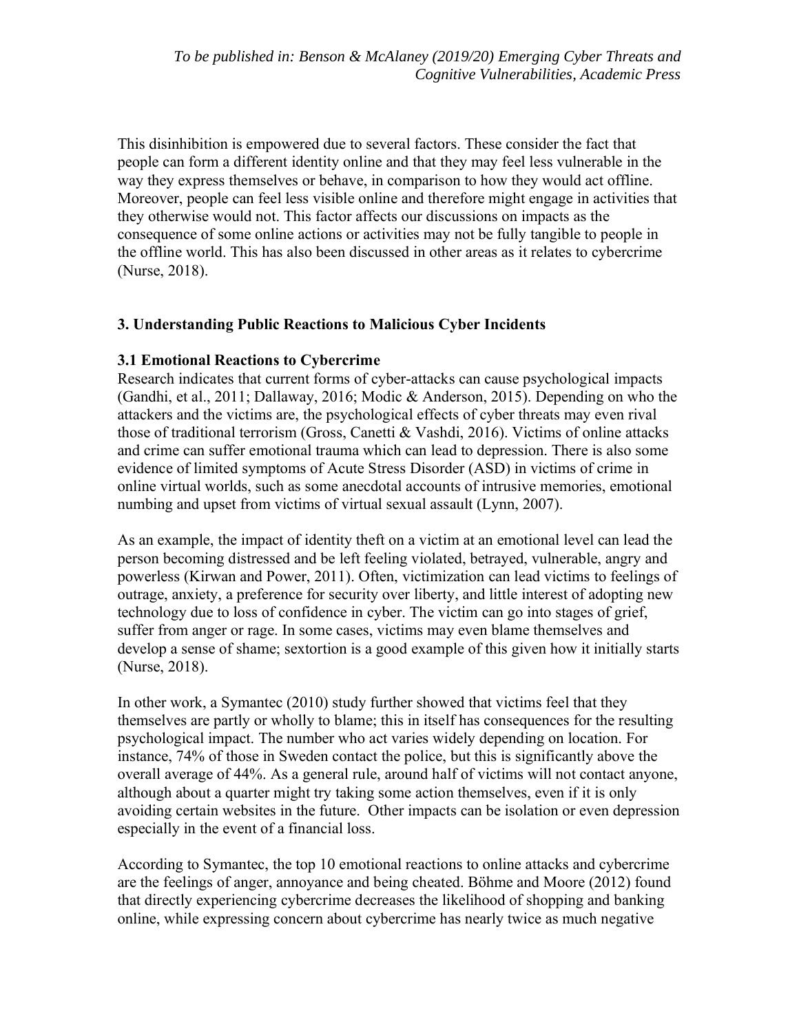This disinhibition is empowered due to several factors. These consider the fact that people can form a different identity online and that they may feel less vulnerable in the way they express themselves or behave, in comparison to how they would act offline. Moreover, people can feel less visible online and therefore might engage in activities that they otherwise would not. This factor affects our discussions on impacts as the consequence of some online actions or activities may not be fully tangible to people in the offline world. This has also been discussed in other areas as it relates to cybercrime (Nurse, 2018).

## 3. Understanding Public Reactions to Malicious Cyber Incidents

### 3.1 Emotional Reactions to Cybercrime

Research indicates that current forms of cyber-attacks can cause psychological impacts (Gandhi, et al., 2011; Dallaway, 2016; Modic & Anderson, 2015). Depending on who the attackers and the victims are, the psychological effects of cyber threats may even rival those of traditional terrorism (Gross, Canetti & Vashdi, 2016). Victims of online attacks and crime can suffer emotional trauma which can lead to depression. There is also some evidence of limited symptoms of Acute Stress Disorder (ASD) in victims of crime in online virtual worlds, such as some anecdotal accounts of intrusive memories, emotional numbing and upset from victims of virtual sexual assault (Lynn, 2007).

As an example, the impact of identity theft on a victim at an emotional level can lead the person becoming distressed and be left feeling violated, betrayed, vulnerable, angry and powerless (Kirwan and Power, 2011). Often, victimization can lead victims to feelings of outrage, anxiety, a preference for security over liberty, and little interest of adopting new technology due to loss of confidence in cyber. The victim can go into stages of grief, suffer from anger or rage. In some cases, victims may even blame themselves and develop a sense of shame; sextortion is a good example of this given how it initially starts (Nurse, 2018).

In other work, a Symantec (2010) study further showed that victims feel that they themselves are partly or wholly to blame; this in itself has consequences for the resulting psychological impact. The number who act varies widely depending on location. For instance, 74% of those in Sweden contact the police, but this is significantly above the overall average of 44%. As a general rule, around half of victims will not contact anyone, although about a quarter might try taking some action themselves, even if it is only avoiding certain websites in the future. Other impacts can be isolation or even depression especially in the event of a financial loss.

According to Symantec, the top 10 emotional reactions to online attacks and cybercrime are the feelings of anger, annoyance and being cheated. Böhme and Moore (2012) found that directly experiencing cybercrime decreases the likelihood of shopping and banking online, while expressing concern about cybercrime has nearly twice as much negative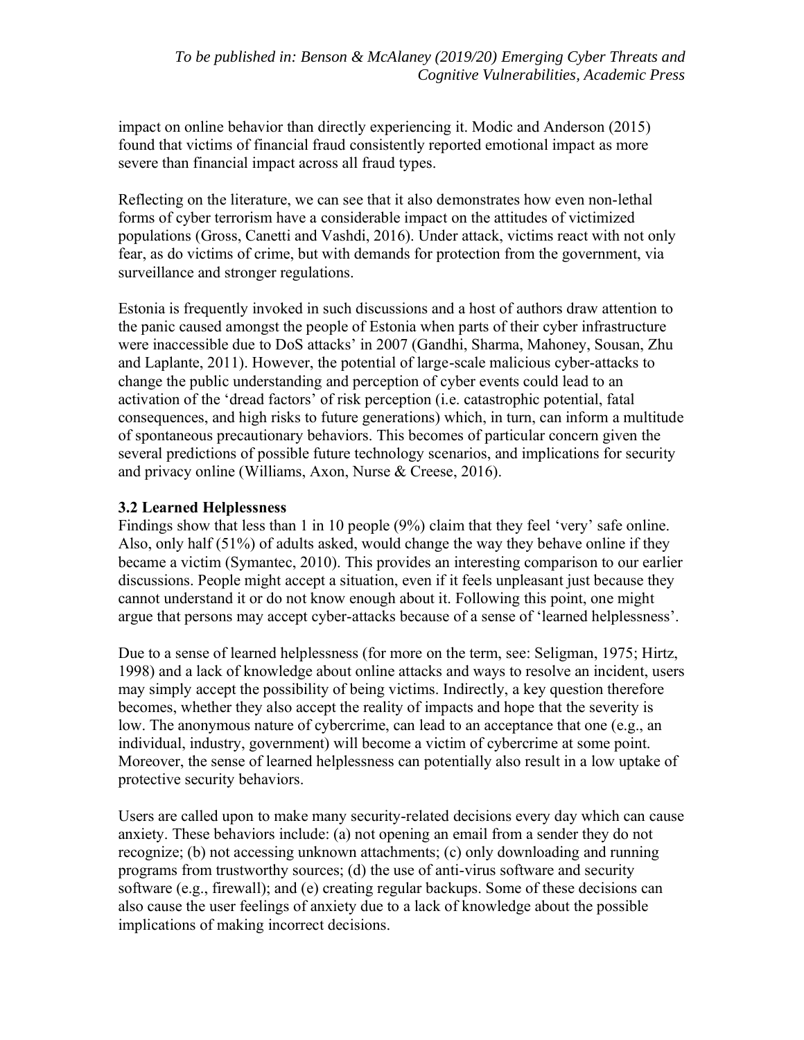impact on online behavior than directly experiencing it. Modic and Anderson (2015) found that victims of financial fraud consistently reported emotional impact as more severe than financial impact across all fraud types.

Reflecting on the literature, we can see that it also demonstrates how even non-lethal forms of cyber terrorism have a considerable impact on the attitudes of victimized populations (Gross, Canetti and Vashdi, 2016). Under attack, victims react with not only fear, as do victims of crime, but with demands for protection from the government, via surveillance and stronger regulations.

Estonia is frequently invoked in such discussions and a host of authors draw attention to the panic caused amongst the people of Estonia when parts of their cyber infrastructure were inaccessible due to DoS attacks' in 2007 (Gandhi, Sharma, Mahoney, Sousan, Zhu and Laplante, 2011). However, the potential of large-scale malicious cyber-attacks to change the public understanding and perception of cyber events could lead to an activation of the 'dread factors' of risk perception (i.e. catastrophic potential, fatal consequences, and high risks to future generations) which, in turn, can inform a multitude of spontaneous precautionary behaviors. This becomes of particular concern given the several predictions of possible future technology scenarios, and implications for security and privacy online (Williams, Axon, Nurse & Creese, 2016).

### 3.2 Learned Helplessness

Findings show that less than 1 in 10 people (9%) claim that they feel 'very' safe online. Also, only half (51%) of adults asked, would change the way they behave online if they became a victim (Symantec, 2010). This provides an interesting comparison to our earlier discussions. People might accept a situation, even if it feels unpleasant just because they cannot understand it or do not know enough about it. Following this point, one might argue that persons may accept cyber-attacks because of a sense of 'learned helplessness'.

Due to a sense of learned helplessness (for more on the term, see: Seligman, 1975; Hirtz, 1998) and a lack of knowledge about online attacks and ways to resolve an incident, users may simply accept the possibility of being victims. Indirectly, a key question therefore becomes, whether they also accept the reality of impacts and hope that the severity is low. The anonymous nature of cybercrime, can lead to an acceptance that one (e.g., an individual, industry, government) will become a victim of cybercrime at some point. Moreover, the sense of learned helplessness can potentially also result in a low uptake of protective security behaviors.

Users are called upon to make many security-related decisions every day which can cause anxiety. These behaviors include: (a) not opening an email from a sender they do not recognize; (b) not accessing unknown attachments; (c) only downloading and running programs from trustworthy sources; (d) the use of anti-virus software and security software (e.g., firewall); and (e) creating regular backups. Some of these decisions can also cause the user feelings of anxiety due to a lack of knowledge about the possible implications of making incorrect decisions.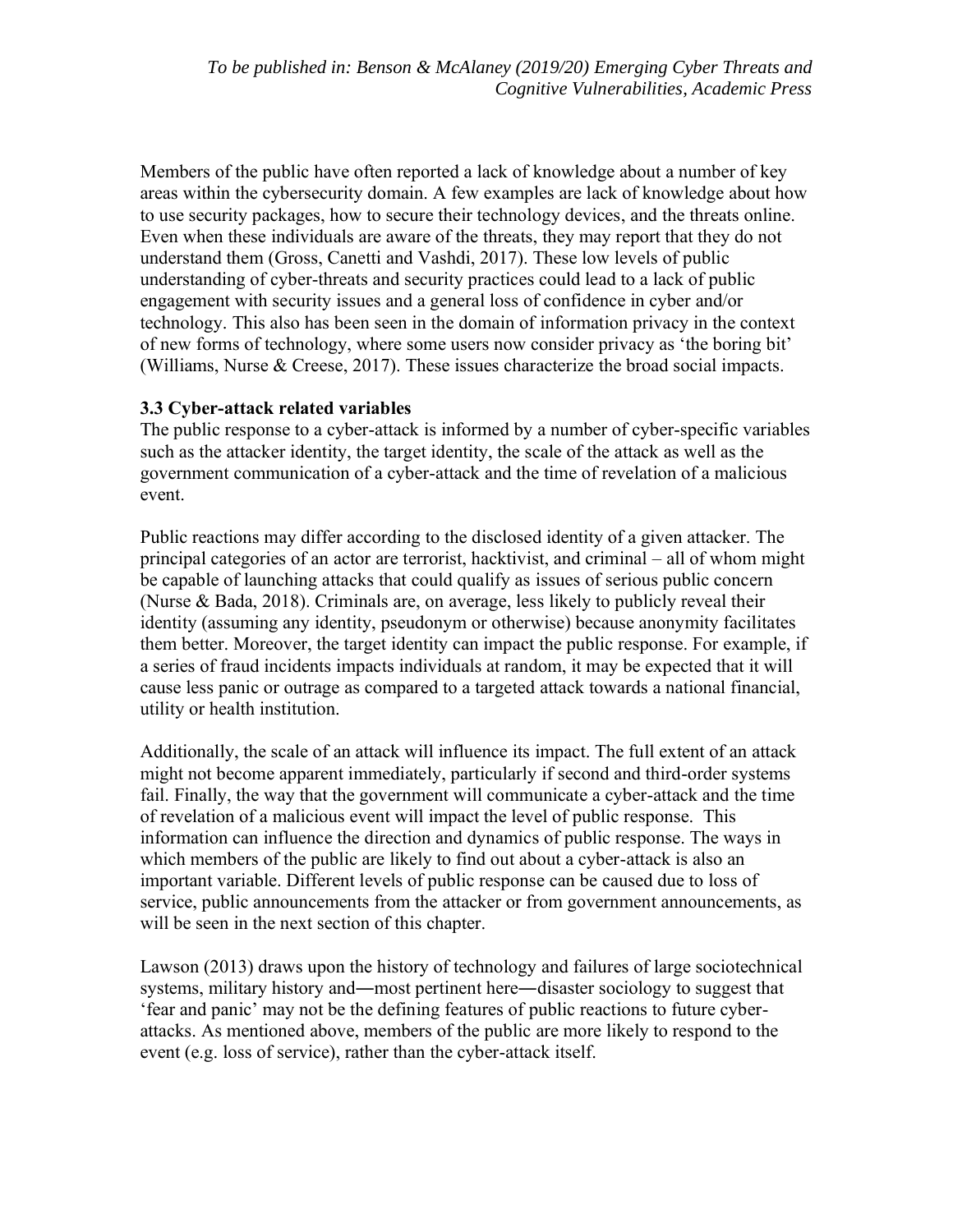Members of the public have often reported a lack of knowledge about a number of key areas within the cybersecurity domain. A few examples are lack of knowledge about how to use security packages, how to secure their technology devices, and the threats online. Even when these individuals are aware of the threats, they may report that they do not understand them (Gross, Canetti and Vashdi, 2017). These low levels of public understanding of cyber-threats and security practices could lead to a lack of public engagement with security issues and a general loss of confidence in cyber and/or technology. This also has been seen in the domain of information privacy in the context of new forms of technology, where some users now consider privacy as 'the boring bit' (Williams, Nurse & Creese, 2017). These issues characterize the broad social impacts.

### 3.3 Cyber-attack related variables

The public response to a cyber-attack is informed by a number of cyber-specific variables such as the attacker identity, the target identity, the scale of the attack as well as the government communication of a cyber-attack and the time of revelation of a malicious event.

Public reactions may differ according to the disclosed identity of a given attacker. The principal categories of an actor are terrorist, hacktivist, and criminal – all of whom might be capable of launching attacks that could qualify as issues of serious public concern (Nurse & Bada, 2018). Criminals are, on average, less likely to publicly reveal their identity (assuming any identity, pseudonym or otherwise) because anonymity facilitates them better. Moreover, the target identity can impact the public response. For example, if a series of fraud incidents impacts individuals at random, it may be expected that it will cause less panic or outrage as compared to a targeted attack towards a national financial, utility or health institution.

Additionally, the scale of an attack will influence its impact. The full extent of an attack might not become apparent immediately, particularly if second and third-order systems fail. Finally, the way that the government will communicate a cyber-attack and the time of revelation of a malicious event will impact the level of public response. This information can influence the direction and dynamics of public response. The ways in which members of the public are likely to find out about a cyber-attack is also an important variable. Different levels of public response can be caused due to loss of service, public announcements from the attacker or from government announcements, as will be seen in the next section of this chapter.

Lawson (2013) draws upon the history of technology and failures of large sociotechnical systems, military history and―most pertinent here―disaster sociology to suggest that 'fear and panic' may not be the defining features of public reactions to future cyber-attacks. As mentioned above, members of the public are more likely to respond to the event (e.g. loss of service), rather than the cyber-attack itself.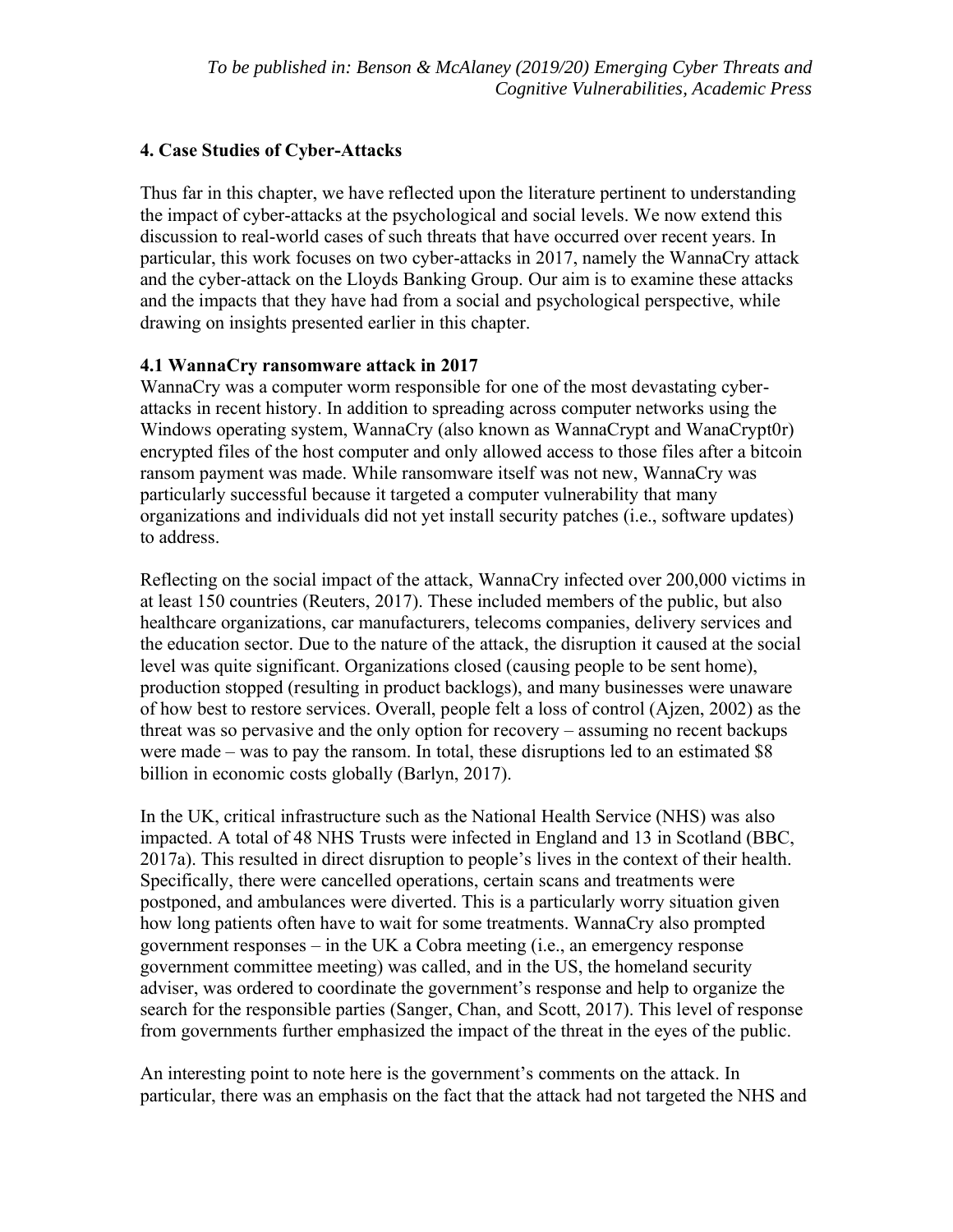## 4. Case Studies of Cyber-Attacks

Thus far in this chapter, we have reflected upon the literature pertinent to understanding the impact of cyber-attacks at the psychological and social levels. We now extend this discussion to real-world cases of such threats that have occurred over recent years. In particular, this work focuses on two cyber-attacks in 2017, namely the WannaCry attack and the cyber-attack on the Lloyds Banking Group. Our aim is to examine these attacks and the impacts that they have had from a social and psychological perspective, while drawing on insights presented earlier in this chapter.

### 4.1 WannaCry ransomware attack in 2017

WannaCry was a computer worm responsible for one of the most devastating cyber-attacks in recent history. In addition to spreading across computer networks using the Windows operating system, WannaCry (also known as WannaCrypt and WanaCrypt0r) encrypted files of the host computer and only allowed access to those files after a bitcoin ransom payment was made. While ransomware itself was not new, WannaCry was particularly successful because it targeted a computer vulnerability that many organizations and individuals did not yet install security patches (i.e., software updates) to address.

Reflecting on the social impact of the attack, WannaCry infected over 200,000 victims in at least 150 countries (Reuters, 2017). These included members of the public, but also healthcare organizations, car manufacturers, telecoms companies, delivery services and the education sector. Due to the nature of the attack, the disruption it caused at the social level was quite significant. Organizations closed (causing people to be sent home), production stopped (resulting in product backlogs), and many businesses were unaware of how best to restore services. Overall, people felt a loss of control (Ajzen, 2002) as the threat was so pervasive and the only option for recovery – assuming no recent backups were made – was to pay the ransom. In total, these disruptions led to an estimated $8 billion in economic costs globally (Barlyn, 2017).

In the UK, critical infrastructure such as the National Health Service (NHS) was also impacted. A total of 48 NHS Trusts were infected in England and 13 in Scotland (BBC, 2017a). This resulted in direct disruption to people's lives in the context of their health. Specifically, there were cancelled operations, certain scans and treatments were postponed, and ambulances were diverted. This is a particularly worry situation given how long patients often have to wait for some treatments. WannaCry also prompted government responses – in the UK a Cobra meeting (i.e., an emergency response government committee meeting) was called, and in the US, the homeland security adviser, was ordered to coordinate the government's response and help to organize the search for the responsible parties (Sanger, Chan, and Scott, 2017). This level of response from governments further emphasized the impact of the threat in the eyes of the public.

An interesting point to note here is the government's comments on the attack. In particular, there was an emphasis on the fact that the attack had not targeted the NHS and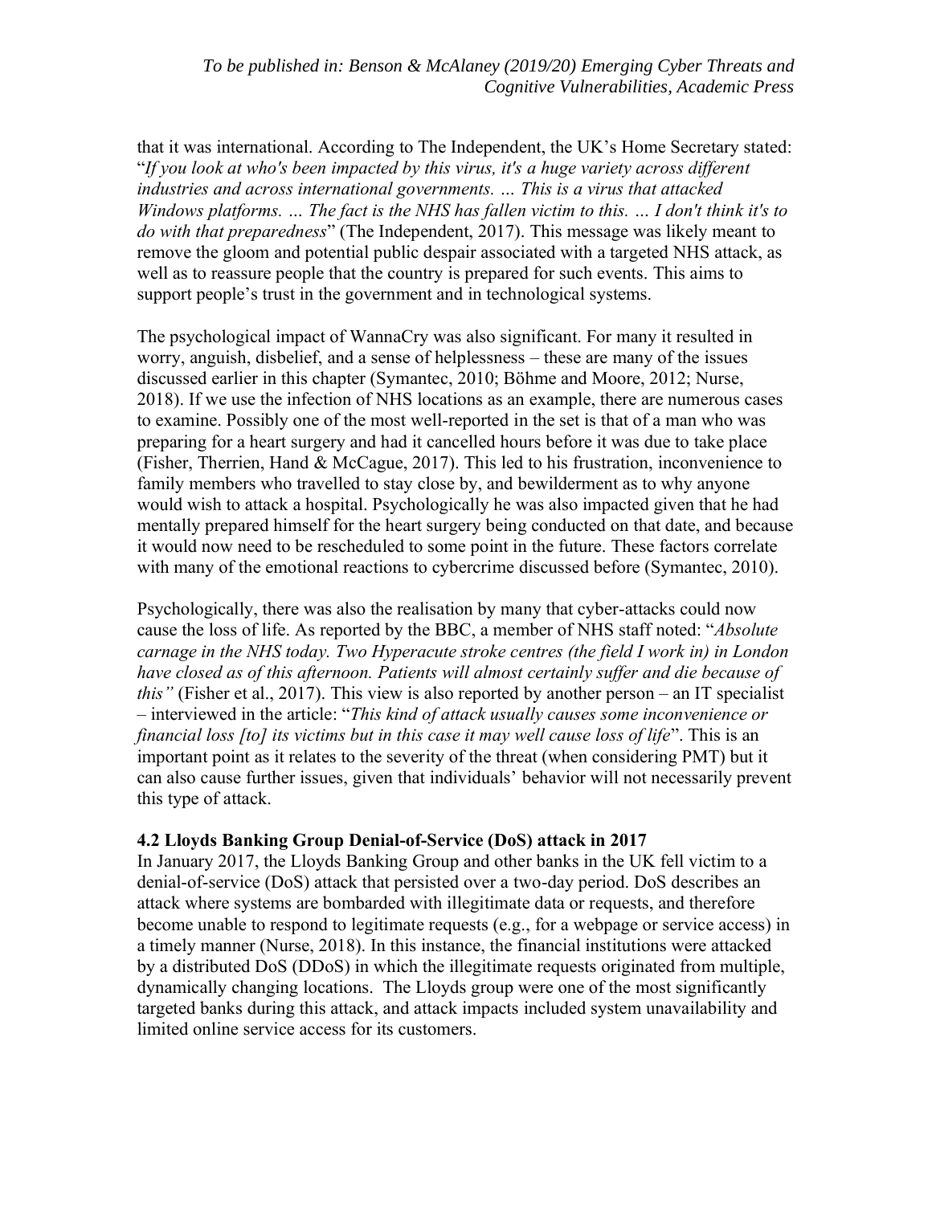that it was international. According to The Independent, the UK's Home Secretary stated: "*If you look at who's been impacted by this virus, it's a huge variety across different industries and across international governments. … This is a virus that attacked Windows platforms. … The fact is the NHS has fallen victim to this. … I don't think it's to do with that preparedness*" (The Independent, 2017). This message was likely meant to remove the gloom and potential public despair associated with a targeted NHS attack, as well as to reassure people that the country is prepared for such events. This aims to support people's trust in the government and in technological systems.

The psychological impact of WannaCry was also significant. For many it resulted in worry, anguish, disbelief, and a sense of helplessness – these are many of the issues discussed earlier in this chapter (Symantec, 2010; Böhme and Moore, 2012; Nurse, 2018). If we use the infection of NHS locations as an example, there are numerous cases to examine. Possibly one of the most well-reported in the set is that of a man who was preparing for a heart surgery and had it cancelled hours before it was due to take place (Fisher, Therrien, Hand & McCague, 2017). This led to his frustration, inconvenience to family members who travelled to stay close by, and bewilderment as to why anyone would wish to attack a hospital. Psychologically he was also impacted given that he had mentally prepared himself for the heart surgery being conducted on that date, and because it would now need to be rescheduled to some point in the future. These factors correlate with many of the emotional reactions to cybercrime discussed before (Symantec, 2010).

Psychologically, there was also the realisation by many that cyber-attacks could now cause the loss of life. As reported by the BBC, a member of NHS staff noted: "*Absolute carnage in the NHS today. Two Hyperacute stroke centres (the field I work in) in London have closed as of this afternoon. Patients will almost certainly suffer and die because of this"* (Fisher et al., 2017). This view is also reported by another person – an IT specialist – interviewed in the article: "*This kind of attack usually causes some inconvenience or financial loss [to] its victims but in this case it may well cause loss of life*". This is an important point as it relates to the severity of the threat (when considering PMT) but it can also cause further issues, given that individuals' behavior will not necessarily prevent this type of attack.

### 4.2 Lloyds Banking Group Denial-of-Service (DoS) attack in 2017

In January 2017, the Lloyds Banking Group and other banks in the UK fell victim to a denial-of-service (DoS) attack that persisted over a two-day period. DoS describes an attack where systems are bombarded with illegitimate data or requests, and therefore become unable to respond to legitimate requests (e.g., for a webpage or service access) in a timely manner (Nurse, 2018). In this instance, the financial institutions were attacked by a distributed DoS (DDoS) in which the illegitimate requests originated from multiple, dynamically changing locations. The Lloyds group were one of the most significantly targeted banks during this attack, and attack impacts included system unavailability and limited online service access for its customers.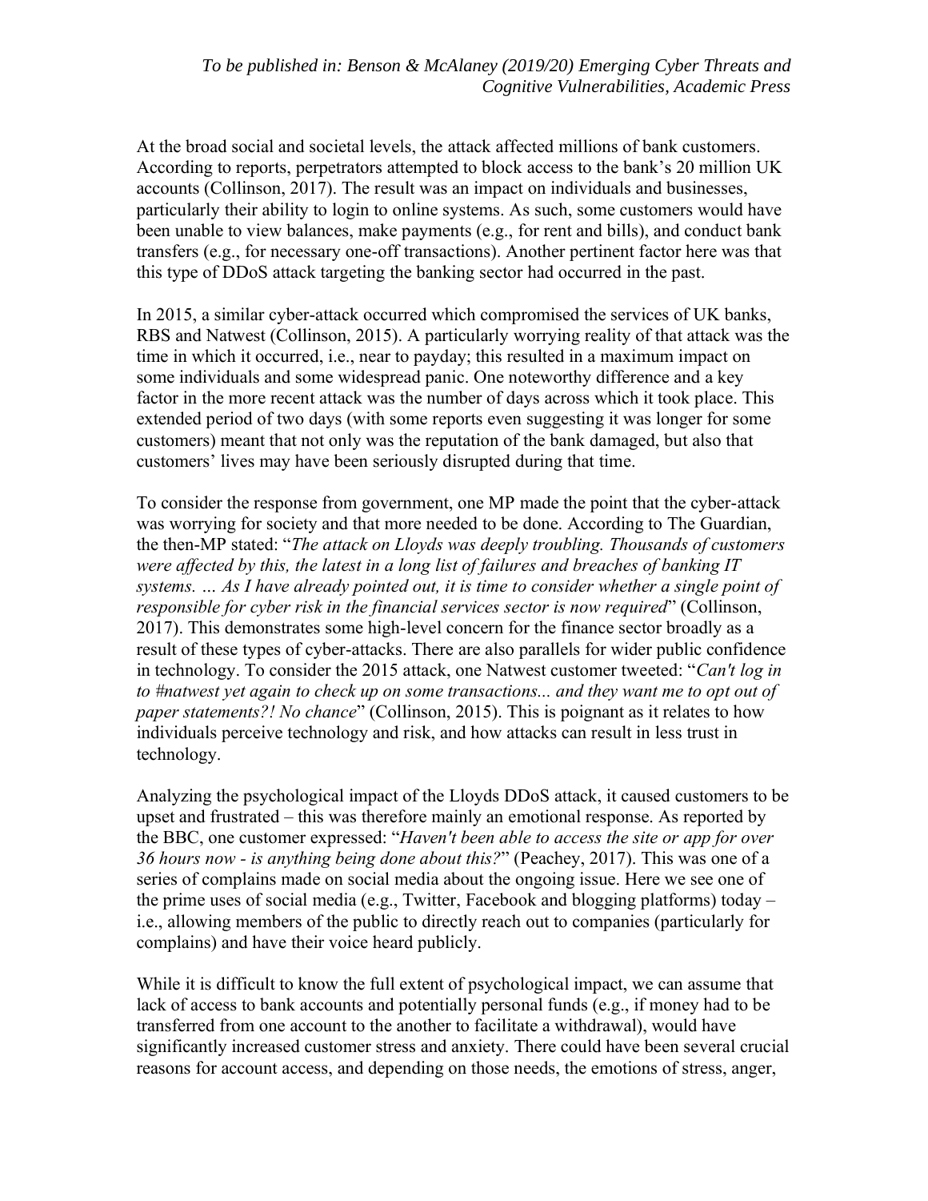At the broad social and societal levels, the attack affected millions of bank customers. According to reports, perpetrators attempted to block access to the bank's 20 million UK accounts (Collinson, 2017). The result was an impact on individuals and businesses, particularly their ability to login to online systems. As such, some customers would have been unable to view balances, make payments (e.g., for rent and bills), and conduct bank transfers (e.g., for necessary one-off transactions). Another pertinent factor here was that this type of DDoS attack targeting the banking sector had occurred in the past.

In 2015, a similar cyber-attack occurred which compromised the services of UK banks, RBS and Natwest (Collinson, 2015). A particularly worrying reality of that attack was the time in which it occurred, i.e., near to payday; this resulted in a maximum impact on some individuals and some widespread panic. One noteworthy difference and a key factor in the more recent attack was the number of days across which it took place. This extended period of two days (with some reports even suggesting it was longer for some customers) meant that not only was the reputation of the bank damaged, but also that customers' lives may have been seriously disrupted during that time.

To consider the response from government, one MP made the point that the cyber-attack was worrying for society and that more needed to be done. According to The Guardian, the then-MP stated: "*The attack on Lloyds was deeply troubling. Thousands of customers were affected by this, the latest in a long list of failures and breaches of banking IT systems. … As I have already pointed out, it is time to consider whether a single point of responsible for cyber risk in the financial services sector is now required*" (Collinson, 2017). This demonstrates some high-level concern for the finance sector broadly as a result of these types of cyber-attacks. There are also parallels for wider public confidence in technology. To consider the 2015 attack, one Natwest customer tweeted: "*Can't log in to #natwest yet again to check up on some transactions... and they want me to opt out of paper statements?! No chance*" (Collinson, 2015). This is poignant as it relates to how individuals perceive technology and risk, and how attacks can result in less trust in technology.

Analyzing the psychological impact of the Lloyds DDoS attack, it caused customers to be upset and frustrated – this was therefore mainly an emotional response. As reported by the BBC, one customer expressed: "*Haven't been able to access the site or app for over 36 hours now - is anything being done about this?*" (Peachey, 2017). This was one of a series of complains made on social media about the ongoing issue. Here we see one of the prime uses of social media (e.g., Twitter, Facebook and blogging platforms) today – i.e., allowing members of the public to directly reach out to companies (particularly for complains) and have their voice heard publicly.

While it is difficult to know the full extent of psychological impact, we can assume that lack of access to bank accounts and potentially personal funds (e.g., if money had to be transferred from one account to the another to facilitate a withdrawal), would have significantly increased customer stress and anxiety. There could have been several crucial reasons for account access, and depending on those needs, the emotions of stress, anger,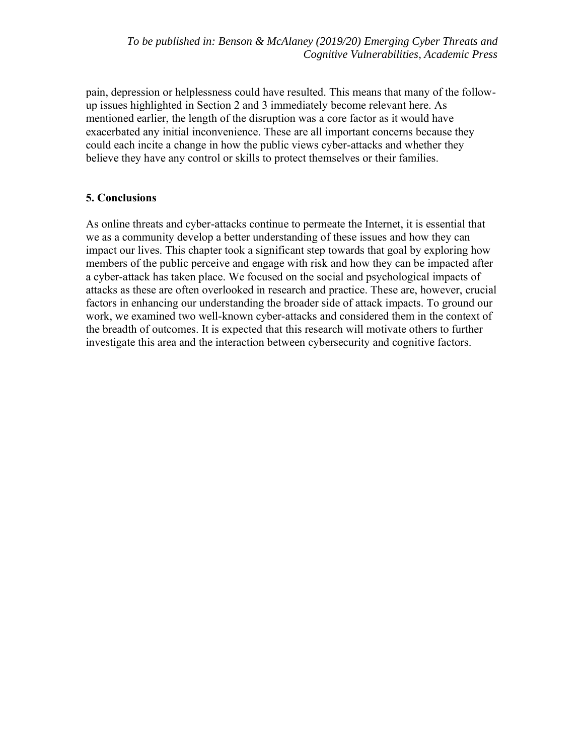pain, depression or helplessness could have resulted. This means that many of the follow-up issues highlighted in Section 2 and 3 immediately become relevant here. As mentioned earlier, the length of the disruption was a core factor as it would have exacerbated any initial inconvenience. These are all important concerns because they could each incite a change in how the public views cyber-attacks and whether they believe they have any control or skills to protect themselves or their families.

## 5. Conclusions

As online threats and cyber-attacks continue to permeate the Internet, it is essential that we as a community develop a better understanding of these issues and how they can impact our lives. This chapter took a significant step towards that goal by exploring how members of the public perceive and engage with risk and how they can be impacted after a cyber-attack has taken place. We focused on the social and psychological impacts of attacks as these are often overlooked in research and practice. These are, however, crucial factors in enhancing our understanding the broader side of attack impacts. To ground our work, we examined two well-known cyber-attacks and considered them in the context of the breadth of outcomes. It is expected that this research will motivate others to further investigate this area and the interaction between cybersecurity and cognitive factors.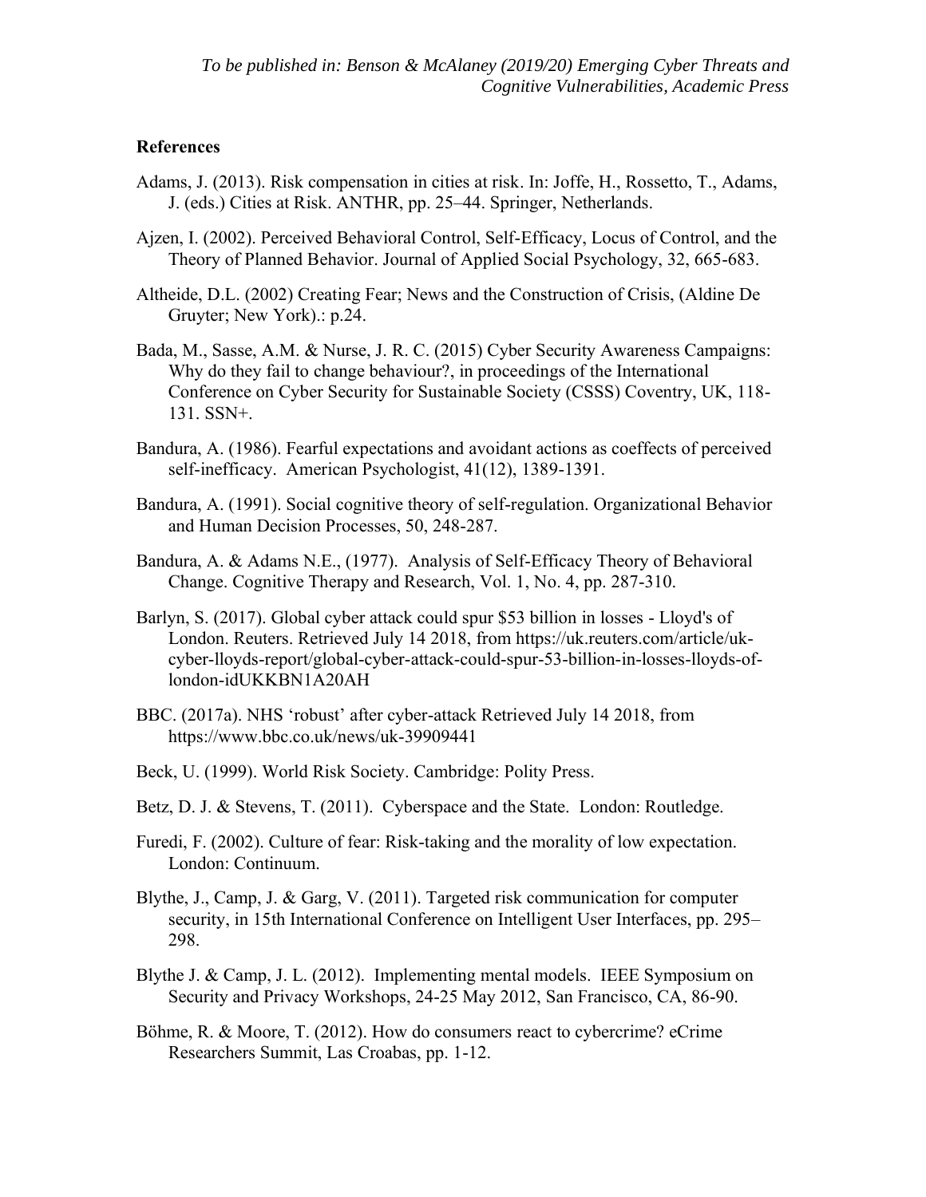**References**

Adams, J. (2013). Risk compensation in cities at risk. In: Joffe, H., Rossetto, T., Adams, J. (eds.) Cities at Risk. ANTHR, pp. 25–44. Springer, Netherlands.

Ajzen, I. (2002). Perceived Behavioral Control, Self-Efficacy, Locus of Control, and the Theory of Planned Behavior. Journal of Applied Social Psychology, 32, 665-683.

Altheide, D.L. (2002) Creating Fear; News and the Construction of Crisis, (Aldine De Gruyter; New York).: p.24.

Bada, M., Sasse, A.M. & Nurse, J. R. C. (2015) Cyber Security Awareness Campaigns: Why do they fail to change behaviour?, in proceedings of the International Conference on Cyber Security for Sustainable Society (CSSS) Coventry, UK, 118-131. SSN+.

Bandura, A. (1986). Fearful expectations and avoidant actions as coeffects of perceived self-inefficacy. American Psychologist, 41(12), 1389-1391.

Bandura, A. (1991). Social cognitive theory of self-regulation. Organizational Behavior and Human Decision Processes, 50, 248-287.

Bandura, A. & Adams N.E., (1977). Analysis of Self-Efficacy Theory of Behavioral Change. Cognitive Therapy and Research, Vol. 1, No. 4, pp. 287-310.

Barlyn, S. (2017). Global cyber attack could spur $53 billion in losses - Lloyd's of London. Reuters. Retrieved July 14 2018, from https://uk.reuters.com/article/uk-cyber-lloyds-report/global-cyber-attack-could-spur-53-billion-in-losses-lloyds-of-london-idUKKBN1A20AH

BBC. (2017a). NHS 'robust' after cyber-attack Retrieved July 14 2018, from https://www.bbc.co.uk/news/uk-39909441

Beck, U. (1999). World Risk Society. Cambridge: Polity Press.

Betz, D. J. & Stevens, T. (2011). Cyberspace and the State. London: Routledge.

Furedi, F. (2002). Culture of fear: Risk-taking and the morality of low expectation. London: Continuum.

Blythe, J., Camp, J. & Garg, V. (2011). Targeted risk communication for computer security, in 15th International Conference on Intelligent User Interfaces, pp. 295–298.

Blythe J. & Camp, J. L. (2012). Implementing mental models. IEEE Symposium on Security and Privacy Workshops, 24-25 May 2012, San Francisco, CA, 86-90.

Böhme, R. & Moore, T. (2012). How do consumers react to cybercrime? eCrime Researchers Summit, Las Croabas, pp. 1-12.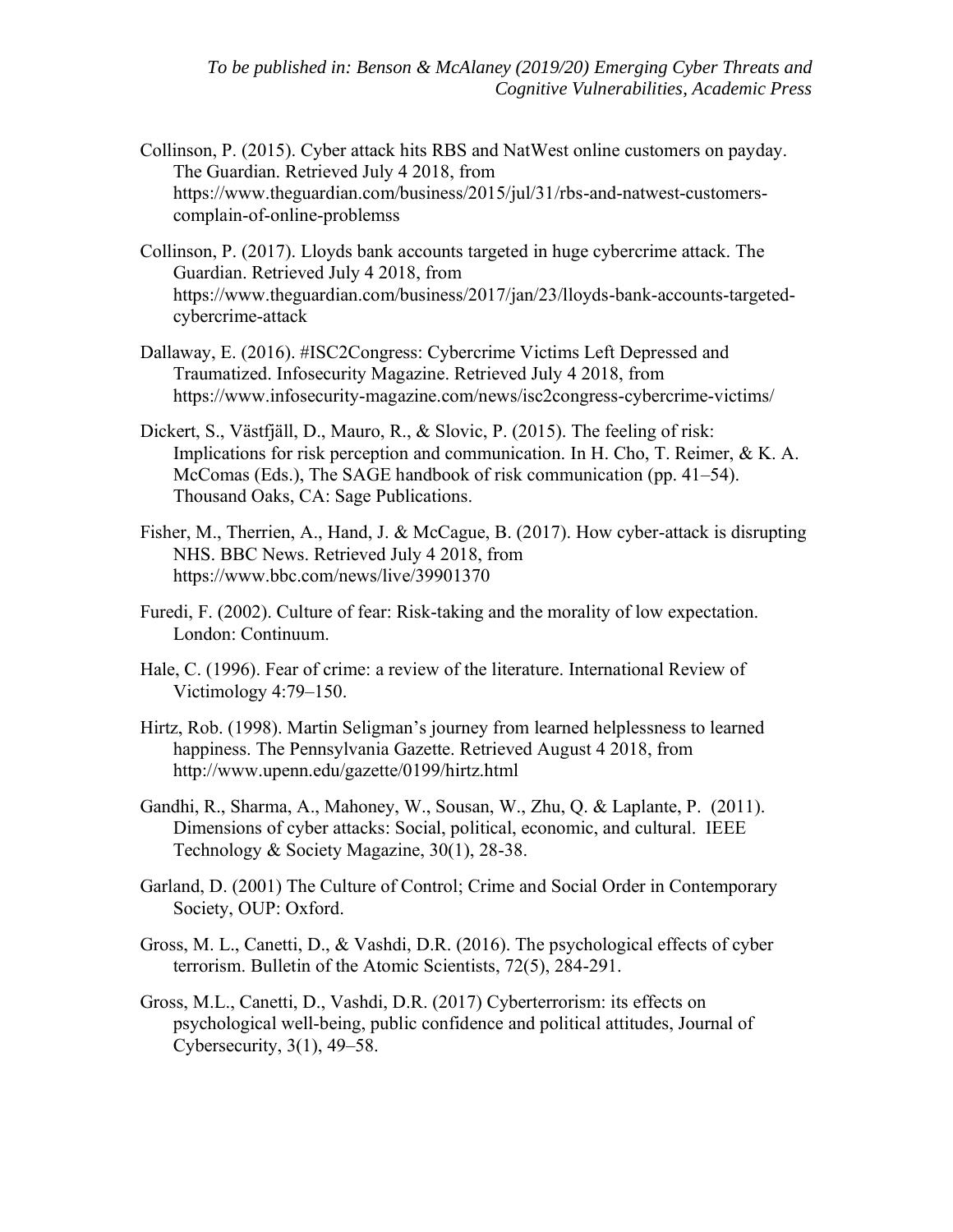Collinson, P. (2015). Cyber attack hits RBS and NatWest online customers on payday. The Guardian. Retrieved July 4 2018, from https://www.theguardian.com/business/2015/jul/31/rbs-and-natwest-customers-complain-of-online-problemss

Collinson, P. (2017). Lloyds bank accounts targeted in huge cybercrime attack. The Guardian. Retrieved July 4 2018, from https://www.theguardian.com/business/2017/jan/23/lloyds-bank-accounts-targeted-cybercrime-attack

Dallaway, E. (2016). #ISC2Congress: Cybercrime Victims Left Depressed and Traumatized. Infosecurity Magazine. Retrieved July 4 2018, from https://www.infosecurity-magazine.com/news/isc2congress-cybercrime-victims/

Dickert, S., Västfjäll, D., Mauro, R., & Slovic, P. (2015). The feeling of risk: Implications for risk perception and communication. In H. Cho, T. Reimer, & K. A. McComas (Eds.), The SAGE handbook of risk communication (pp. 41–54). Thousand Oaks, CA: Sage Publications.

Fisher, M., Therrien, A., Hand, J. & McCague, B. (2017). How cyber-attack is disrupting NHS. BBC News. Retrieved July 4 2018, from https://www.bbc.com/news/live/39901370

Furedi, F. (2002). Culture of fear: Risk-taking and the morality of low expectation. London: Continuum.

Hale, C. (1996). Fear of crime: a review of the literature. International Review of Victimology 4:79–150.

Hirtz, Rob. (1998). Martin Seligman's journey from learned helplessness to learned happiness. The Pennsylvania Gazette. Retrieved August 4 2018, from http://www.upenn.edu/gazette/0199/hirtz.html

Gandhi, R., Sharma, A., Mahoney, W., Sousan, W., Zhu, Q. & Laplante, P. (2011). Dimensions of cyber attacks: Social, political, economic, and cultural. IEEE Technology & Society Magazine, 30(1), 28-38.

Garland, D. (2001) The Culture of Control; Crime and Social Order in Contemporary Society, OUP: Oxford.

Gross, M. L., Canetti, D., & Vashdi, D.R. (2016). The psychological effects of cyber terrorism. Bulletin of the Atomic Scientists, 72(5), 284-291.

Gross, M.L., Canetti, D., Vashdi, D.R. (2017) Cyberterrorism: its effects on psychological well-being, public confidence and political attitudes, Journal of Cybersecurity, 3(1), 49–58.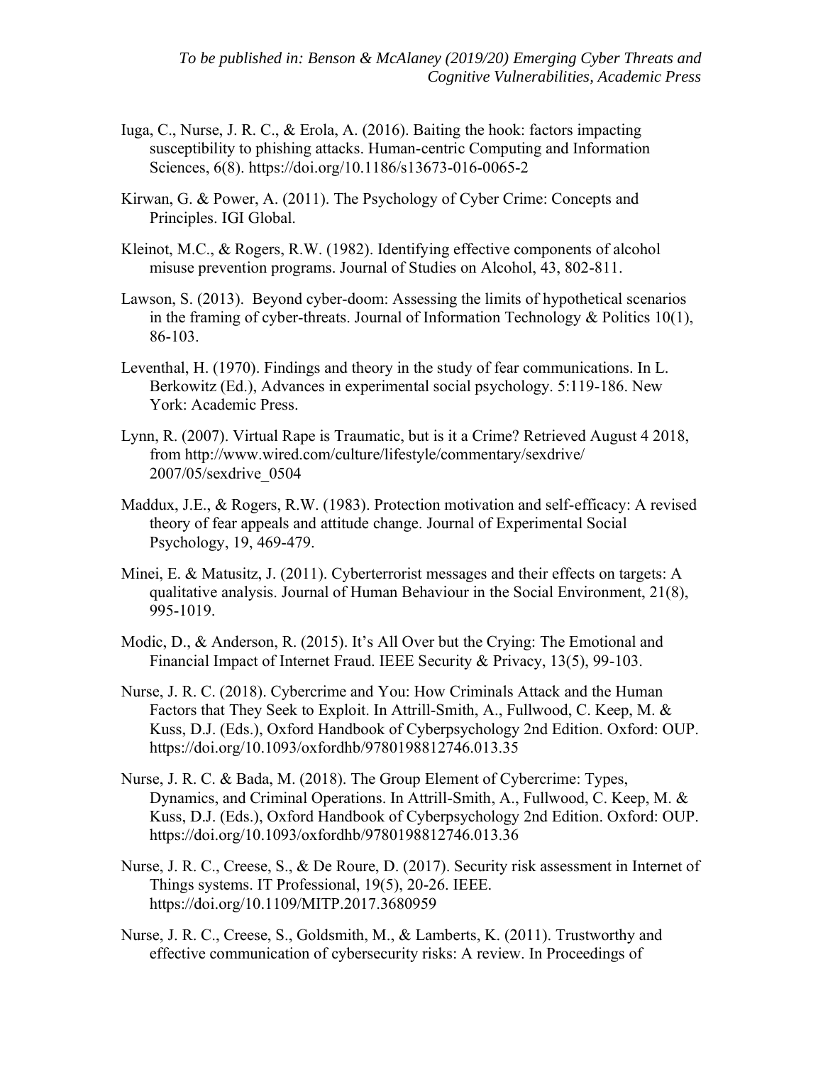Iuga, C., Nurse, J. R. C., & Erola, A. (2016). Baiting the hook: factors impacting susceptibility to phishing attacks. Human-centric Computing and Information Sciences, 6(8). https://doi.org/10.1186/s13673-016-0065-2

Kirwan, G. & Power, A. (2011). The Psychology of Cyber Crime: Concepts and Principles. IGI Global.

Kleinot, M.C., & Rogers, R.W. (1982). Identifying effective components of alcohol misuse prevention programs. Journal of Studies on Alcohol, 43, 802-811.

Lawson, S. (2013). Beyond cyber-doom: Assessing the limits of hypothetical scenarios in the framing of cyber-threats. Journal of Information Technology & Politics 10(1), 86-103.

Leventhal, H. (1970). Findings and theory in the study of fear communications. In L. Berkowitz (Ed.), Advances in experimental social psychology. 5:119-186. New York: Academic Press.

Lynn, R. (2007). Virtual Rape is Traumatic, but is it a Crime? Retrieved August 4 2018, from http://www.wired.com/culture/lifestyle/commentary/sexdrive/2007/05/sexdrive_0504

Maddux, J.E., & Rogers, R.W. (1983). Protection motivation and self-efficacy: A revised theory of fear appeals and attitude change. Journal of Experimental Social Psychology, 19, 469-479.

Minei, E. & Matusitz, J. (2011). Cyberterrorist messages and their effects on targets: A qualitative analysis. Journal of Human Behaviour in the Social Environment, 21(8), 995-1019.

Modic, D., & Anderson, R. (2015). It's All Over but the Crying: The Emotional and Financial Impact of Internet Fraud. IEEE Security & Privacy, 13(5), 99-103.

Nurse, J. R. C. (2018). Cybercrime and You: How Criminals Attack and the Human Factors that They Seek to Exploit. In Attrill-Smith, A., Fullwood, C. Keep, M. & Kuss, D.J. (Eds.), Oxford Handbook of Cyberpsychology 2nd Edition. Oxford: OUP. https://doi.org/10.1093/oxfordhb/9780198812746.013.35

Nurse, J. R. C. & Bada, M. (2018). The Group Element of Cybercrime: Types, Dynamics, and Criminal Operations. In Attrill-Smith, A., Fullwood, C. Keep, M. & Kuss, D.J. (Eds.), Oxford Handbook of Cyberpsychology 2nd Edition. Oxford: OUP. https://doi.org/10.1093/oxfordhb/9780198812746.013.36

Nurse, J. R. C., Creese, S., & De Roure, D. (2017). Security risk assessment in Internet of Things systems. IT Professional, 19(5), 20-26. IEEE. https://doi.org/10.1109/MITP.2017.3680959

Nurse, J. R. C., Creese, S., Goldsmith, M., & Lamberts, K. (2011). Trustworthy and effective communication of cybersecurity risks: A review. In Proceedings of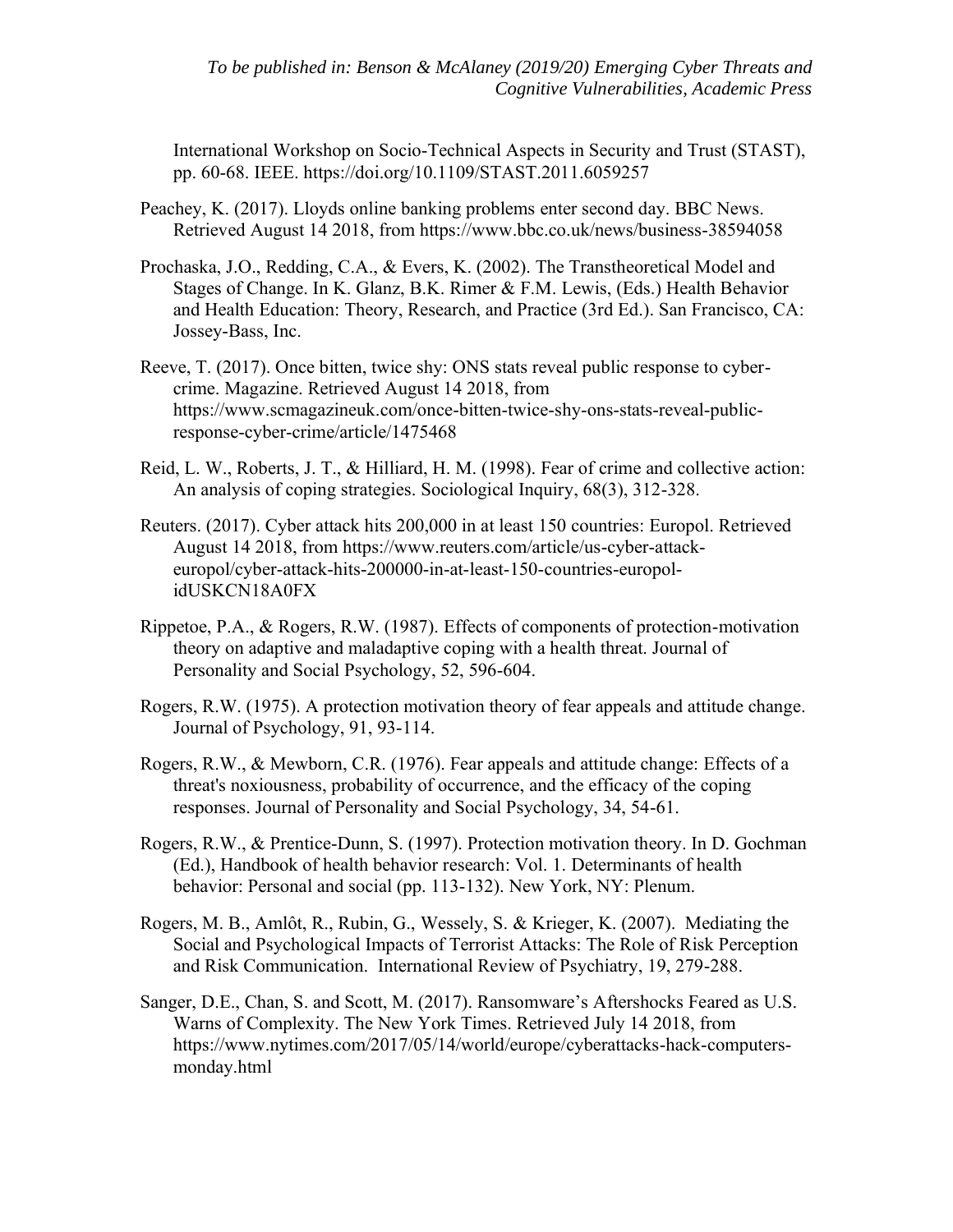International Workshop on Socio-Technical Aspects in Security and Trust (STAST), pp. 60-68. IEEE. https://doi.org/10.1109/STAST.2011.6059257

Peachey, K. (2017). Lloyds online banking problems enter second day. BBC News. Retrieved August 14 2018, from https://www.bbc.co.uk/news/business-38594058

Prochaska, J.O., Redding, C.A., & Evers, K. (2002). The Transtheoretical Model and Stages of Change. In K. Glanz, B.K. Rimer & F.M. Lewis, (Eds.) Health Behavior and Health Education: Theory, Research, and Practice (3rd Ed.). San Francisco, CA: Jossey-Bass, Inc.

Reeve, T. (2017). Once bitten, twice shy: ONS stats reveal public response to cyber-crime. Magazine. Retrieved August 14 2018, from https://www.scmagazineuk.com/once-bitten-twice-shy-ons-stats-reveal-public-response-cyber-crime/article/1475468

Reid, L. W., Roberts, J. T., & Hilliard, H. M. (1998). Fear of crime and collective action: An analysis of coping strategies. Sociological Inquiry, 68(3), 312-328.

Reuters. (2017). Cyber attack hits 200,000 in at least 150 countries: Europol. Retrieved August 14 2018, from https://www.reuters.com/article/us-cyber-attack-europol/cyber-attack-hits-200000-in-at-least-150-countries-europol-idUSKCN18A0FX

Rippetoe, P.A., & Rogers, R.W. (1987). Effects of components of protection-motivation theory on adaptive and maladaptive coping with a health threat. Journal of Personality and Social Psychology, 52, 596-604.

Rogers, R.W. (1975). A protection motivation theory of fear appeals and attitude change. Journal of Psychology, 91, 93-114.

Rogers, R.W., & Mewborn, C.R. (1976). Fear appeals and attitude change: Effects of a threat's noxiousness, probability of occurrence, and the efficacy of the coping responses. Journal of Personality and Social Psychology, 34, 54-61.

Rogers, R.W., & Prentice-Dunn, S. (1997). Protection motivation theory. In D. Gochman (Ed.), Handbook of health behavior research: Vol. 1. Determinants of health behavior: Personal and social (pp. 113-132). New York, NY: Plenum.

Rogers, M. B., Amlôt, R., Rubin, G., Wessely, S. & Krieger, K. (2007). Mediating the Social and Psychological Impacts of Terrorist Attacks: The Role of Risk Perception and Risk Communication. International Review of Psychiatry, 19, 279-288.

Sanger, D.E., Chan, S. and Scott, M. (2017). Ransomware's Aftershocks Feared as U.S. Warns of Complexity. The New York Times. Retrieved July 14 2018, from https://www.nytimes.com/2017/05/14/world/europe/cyberattacks-hack-computers-monday.html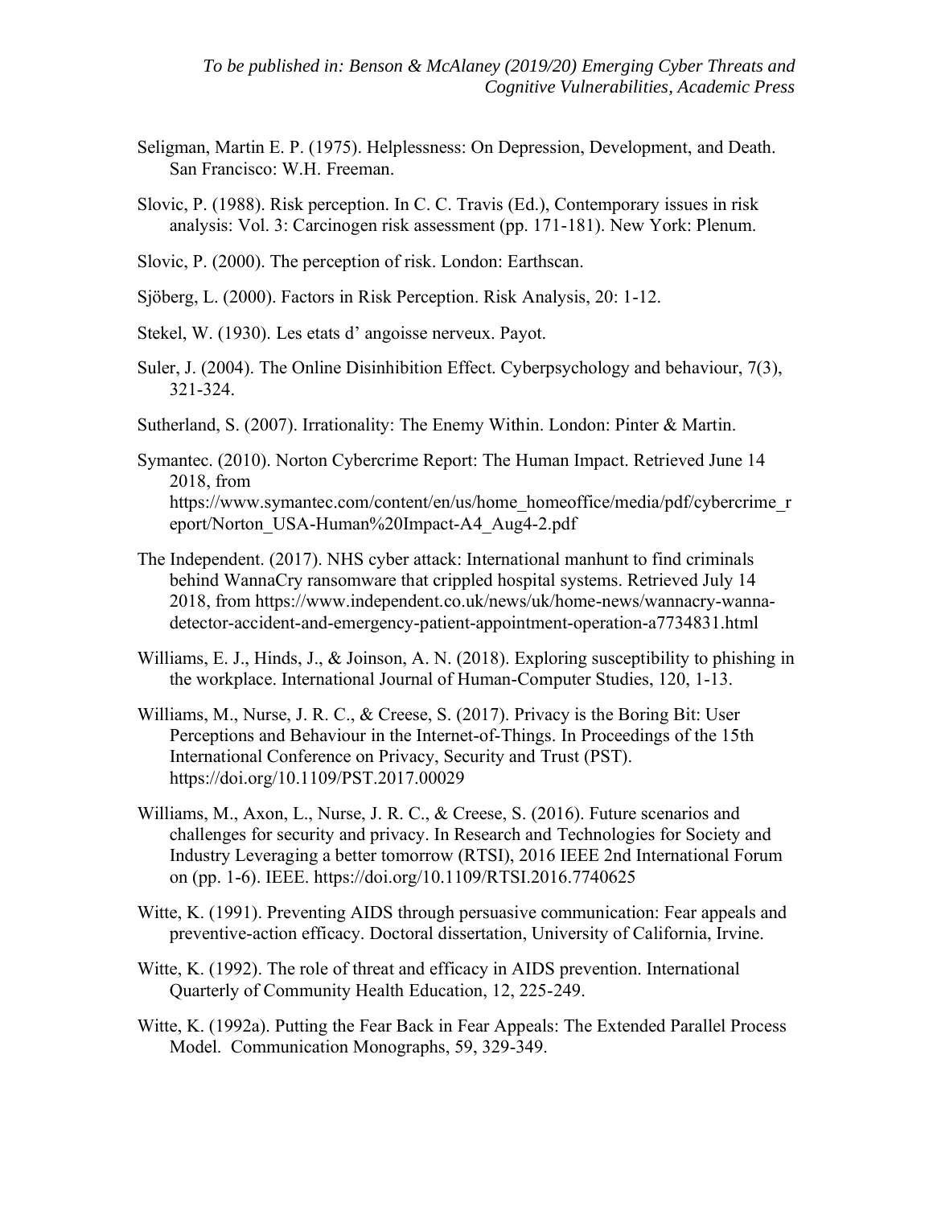Seligman, Martin E. P. (1975). Helplessness: On Depression, Development, and Death. San Francisco: W.H. Freeman.

Slovic, P. (1988). Risk perception. In C. C. Travis (Ed.), Contemporary issues in risk analysis: Vol. 3: Carcinogen risk assessment (pp. 171-181). New York: Plenum.

Slovic, P. (2000). The perception of risk. London: Earthscan.

Sjöberg, L. (2000). Factors in Risk Perception. Risk Analysis, 20: 1-12.

Stekel, W. (1930). Les etats d' angoisse nerveux. Payot.

Suler, J. (2004). The Online Disinhibition Effect. Cyberpsychology and behaviour, 7(3), 321-324.

Sutherland, S. (2007). Irrationality: The Enemy Within. London: Pinter & Martin.

Symantec. (2010). Norton Cybercrime Report: The Human Impact. Retrieved June 14 2018, from https://www.symantec.com/content/en/us/home_homeoffice/media/pdf/cybercrime_report/Norton_USA-Human%20Impact-A4_Aug4-2.pdf

The Independent. (2017). NHS cyber attack: International manhunt to find criminals behind WannaCry ransomware that crippled hospital systems. Retrieved July 14 2018, from https://www.independent.co.uk/news/uk/home-news/wannacry-wanna-detector-accident-and-emergency-patient-appointment-operation-a7734831.html

Williams, E. J., Hinds, J., & Joinson, A. N. (2018). Exploring susceptibility to phishing in the workplace. International Journal of Human-Computer Studies, 120, 1-13.

Williams, M., Nurse, J. R. C., & Creese, S. (2017). Privacy is the Boring Bit: User Perceptions and Behaviour in the Internet-of-Things. In Proceedings of the 15th International Conference on Privacy, Security and Trust (PST). https://doi.org/10.1109/PST.2017.00029

Williams, M., Axon, L., Nurse, J. R. C., & Creese, S. (2016). Future scenarios and challenges for security and privacy. In Research and Technologies for Society and Industry Leveraging a better tomorrow (RTSI), 2016 IEEE 2nd International Forum on (pp. 1-6). IEEE. https://doi.org/10.1109/RTSI.2016.7740625

Witte, K. (1991). Preventing AIDS through persuasive communication: Fear appeals and preventive-action efficacy. Doctoral dissertation, University of California, Irvine.

Witte, K. (1992). The role of threat and efficacy in AIDS prevention. International Quarterly of Community Health Education, 12, 225-249.

Witte, K. (1992a). Putting the Fear Back in Fear Appeals: The Extended Parallel Process Model. Communication Monographs, 59, 329-349.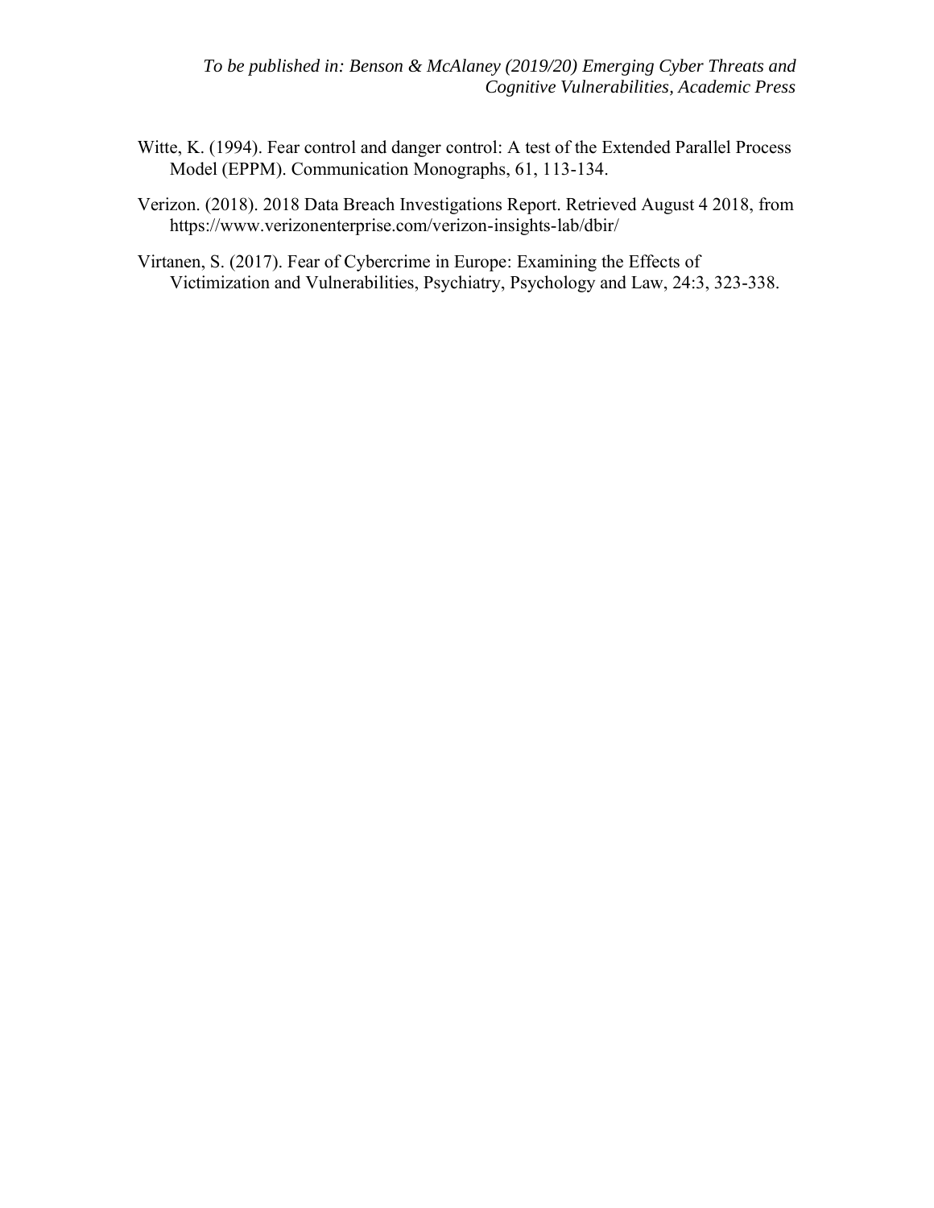Witte, K. (1994). Fear control and danger control: A test of the Extended Parallel Process Model (EPPM). Communication Monographs, 61, 113-134.

Verizon. (2018). 2018 Data Breach Investigations Report. Retrieved August 4 2018, from https://www.verizonenterprise.com/verizon-insights-lab/dbir/

Virtanen, S. (2017). Fear of Cybercrime in Europe: Examining the Effects of Victimization and Vulnerabilities, Psychiatry, Psychology and Law, 24:3, 323-338.